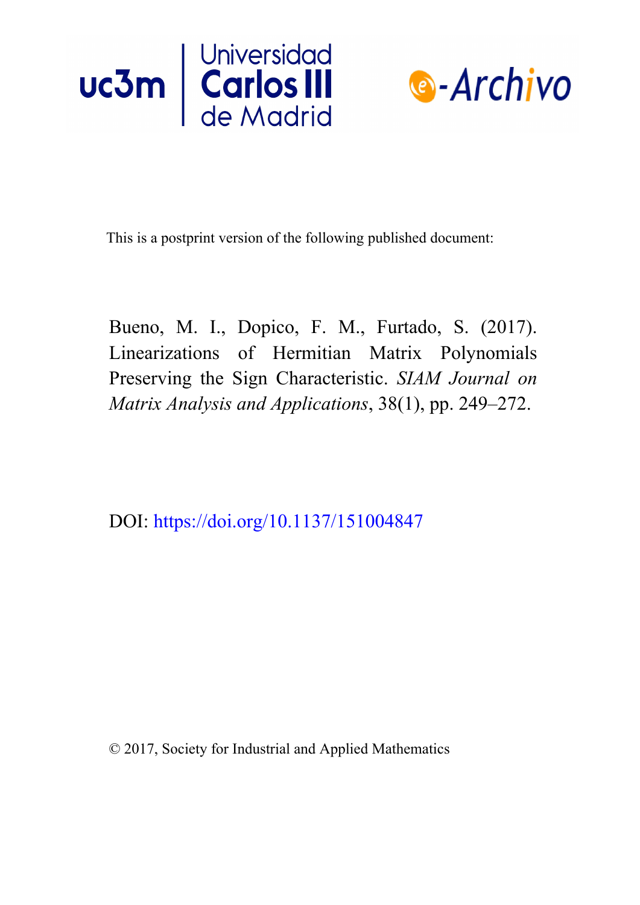This is a postprint version of the following published document:

Bueno, M. I., Dopico, F. M., Furtado, S. (2017). Linearizations of Hermitian Matrix Polynomials Preserving the Sign Characteristic. *SIAM Journal on Matrix Analysis and Applications*, 38(1), pp. 249–272.

DOI: https://doi.org/10.1137/151004847

© 2017, Society for Industrial and Applied Mathematics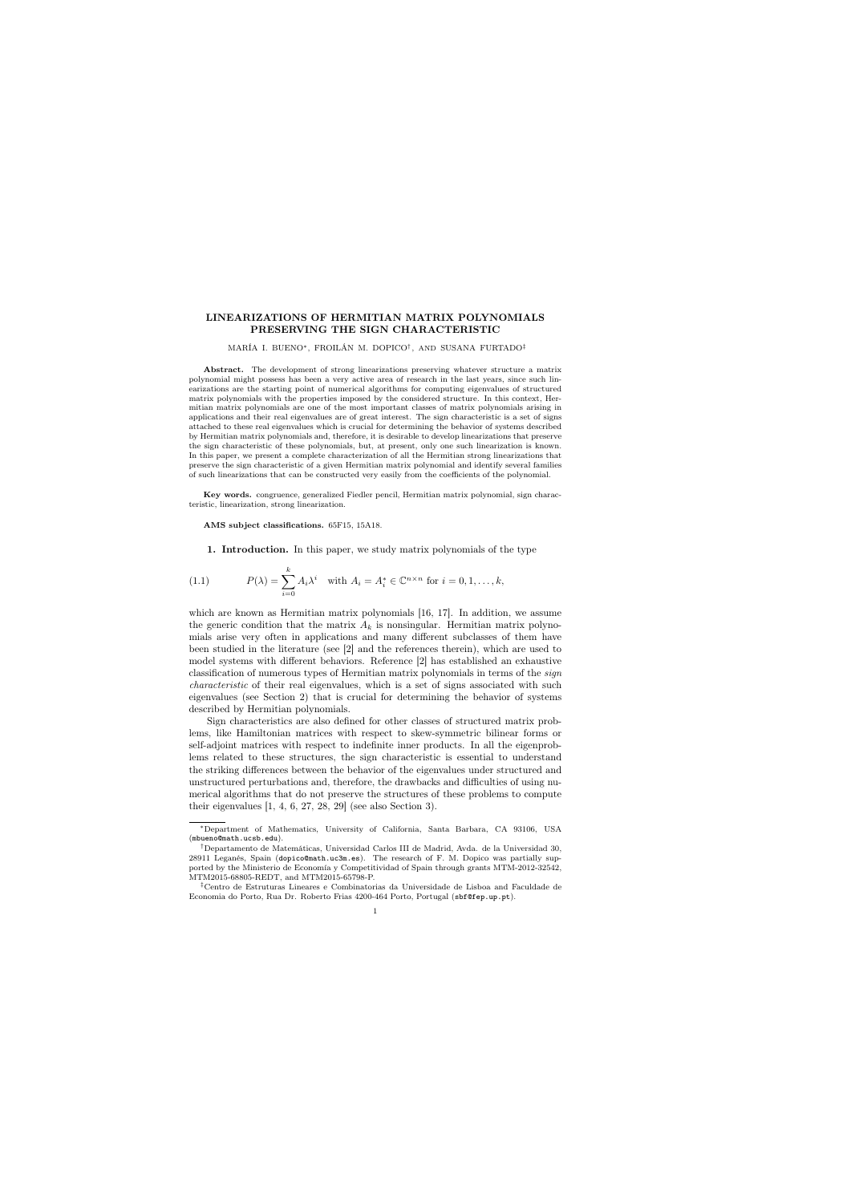# LINEARIZATIONS OF HERMITIAN MATRIX POLYNOMIALS PRESERVING THE SIGN CHARACTERISTIC

MARÍA I. BUENO[*], FROILÁN M. DOPICO[†], AND SUSANA FURTADO[‡]

**Abstract.** The development of strong linearizations preserving whatever structure a matrix polynomial might possess has been a very active area of research in the last years, since such linearizations are the starting point of numerical algorithms for computing eigenvalues of structured matrix polynomials with the properties imposed by the considered structure. In this context, Hermitian matrix polynomials are one of the most important classes of matrix polynomials arising in applications and their real eigenvalues are of great interest. The sign characteristic is a set of signs attached to these real eigenvalues which is crucial for determining the behavior of systems described by Hermitian matrix polynomials and, therefore, it is desirable to develop linearizations that preserve the sign characteristic of these polynomials, but, at present, only one such linearization is known. In this paper, we present a complete characterization of all the Hermitian strong linearizations that preserve the sign characteristic of a given Hermitian matrix polynomial and identify several families of such linearizations that can be constructed very easily from the coefficients of the polynomial.

**Key words.** congruence, generalized Fiedler pencil, Hermitian matrix polynomial, sign characteristic, linearization, strong linearization.

**AMS subject classifications.** 65F15, 15A18.

**1. Introduction.** In this paper, we study matrix polynomials of the type

$$P(\lambda) = \sum_{i=0}^{k} A_i \lambda^i \quad \text{with } A_i = A_i^* \in \mathbb{C}^{n\times n} \text{ for } i = 0, 1, \ldots, k, \tag{1.1}$$

which are known as Hermitian matrix polynomials [16, 17]. In addition, we assume the generic condition that the matrix $A_k$ is nonsingular. Hermitian matrix polynomials arise very often in applications and many different subclasses of them have been studied in the literature (see [2] and the references therein), which are used to model systems with different behaviors. Reference [2] has established an exhaustive classification of numerous types of Hermitian matrix polynomials in terms of the *sign characteristic* of their real eigenvalues, which is a set of signs associated with such eigenvalues (see Section 2) that is crucial for determining the behavior of systems described by Hermitian polynomials.

Sign characteristics are also defined for other classes of structured matrix problems, like Hamiltonian matrices with respect to skew-symmetric bilinear forms or self-adjoint matrices with respect to indefinite inner products. In all the eigenproblems related to these structures, the sign characteristic is essential to understand the striking differences between the behavior of the eigenvalues under structured and unstructured perturbations and, therefore, the drawbacks and difficulties of using numerical algorithms that do not preserve the structures of these problems to compute their eigenvalues [1, 4, 6, 27, 28, 29] (see also Section 3).

---

[*] Department of Mathematics, University of California, Santa Barbara, CA 93106, USA (mbueno@math.ucsb.edu).

[†] Departamento de Matemáticas, Universidad Carlos III de Madrid, Avda. de la Universidad 30, 28911 Leganés, Spain (dopico@math.uc3m.es). The research of F. M. Dopico was partially supported by the Ministerio de Economía y Competitividad of Spain through grants MTM-2012-32542, MTM2015-68805-REDT, and MTM2015-65798-P.

[‡] Centro de Estruturas Lineares e Combinatorias da Universidade de Lisboa and Faculdade de Economia do Porto, Rua Dr. Roberto Frias 4200-464 Porto, Portugal (sbf@fep.up.pt).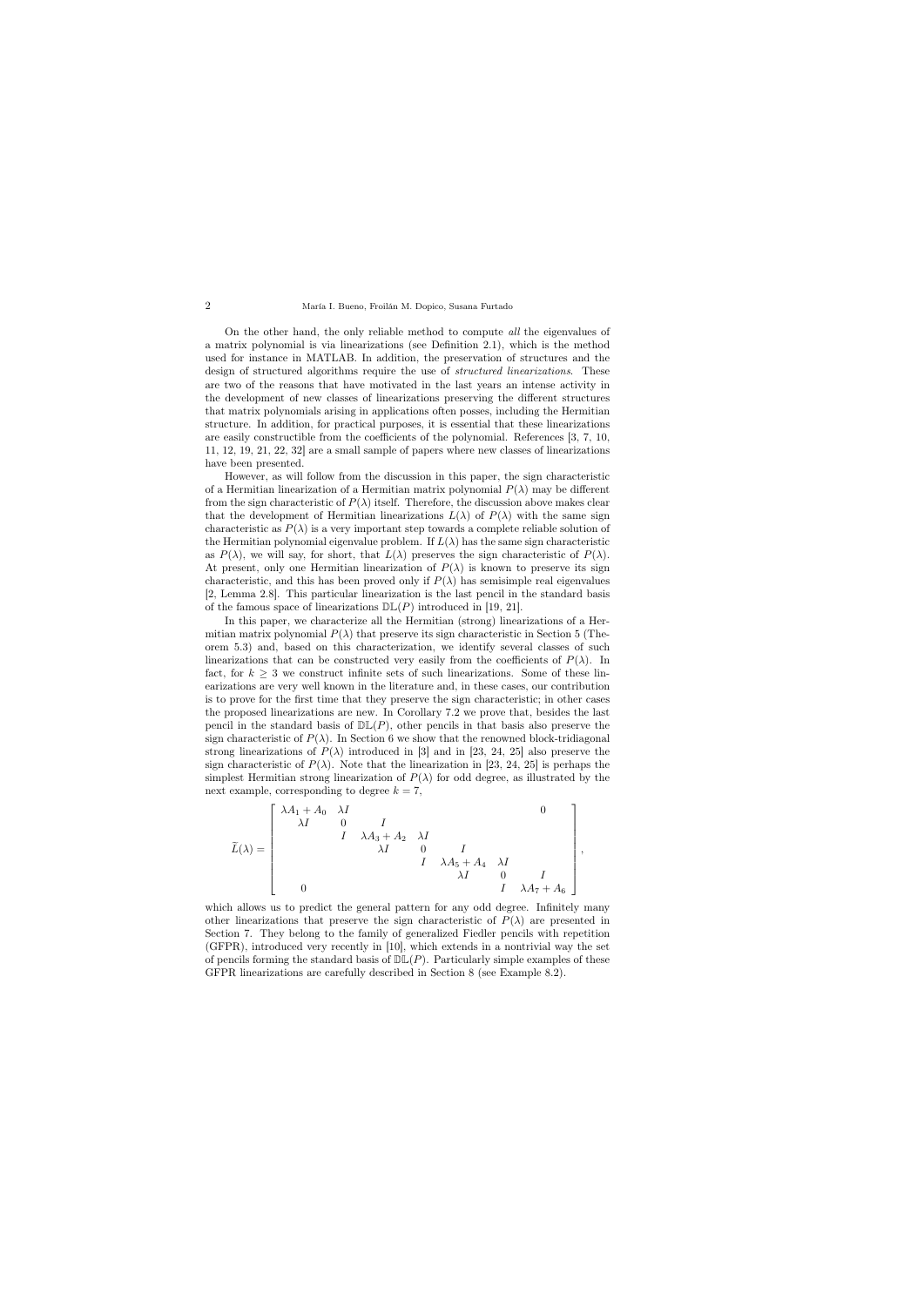On the other hand, the only reliable method to compute *all* the eigenvalues of a matrix polynomial is via linearizations (see Definition 2.1), which is the method used for instance in MATLAB. In addition, the preservation of structures and the design of structured algorithms require the use of *structured linearizations*. These are two of the reasons that have motivated in the last years an intense activity in the development of new classes of linearizations preserving the different structures that matrix polynomials arising in applications often posses, including the Hermitian structure. In addition, for practical purposes, it is essential that these linearizations are easily constructible from the coefficients of the polynomial. References [3, 7, 10, 11, 12, 19, 21, 22, 32] are a small sample of papers where new classes of linearizations have been presented.

However, as will follow from the discussion in this paper, the sign characteristic of a Hermitian linearization of a Hermitian matrix polynomial $P(\lambda)$ may be different from the sign characteristic of $P(\lambda)$ itself. Therefore, the discussion above makes clear that the development of Hermitian linearizations $L(\lambda)$ of $P(\lambda)$ with the same sign characteristic as $P(\lambda)$ is a very important step towards a complete reliable solution of the Hermitian polynomial eigenvalue problem. If $L(\lambda)$ has the same sign characteristic as $P(\lambda)$, we will say, for short, that $L(\lambda)$ preserves the sign characteristic of $P(\lambda)$. At present, only one Hermitian linearization of $P(\lambda)$ is known to preserve its sign characteristic, and this has been proved only if $P(\lambda)$ has semisimple real eigenvalues [2, Lemma 2.8]. This particular linearization is the last pencil in the standard basis of the famous space of linearizations $\mathbb{DL}(P)$ introduced in [19, 21].

In this paper, we characterize all the Hermitian (strong) linearizations of a Hermitian matrix polynomial $P(\lambda)$ that preserve its sign characteristic in Section 5 (Theorem 5.3) and, based on this characterization, we identify several classes of such linearizations that can be constructed very easily from the coefficients of $P(\lambda)$. In fact, for $k \geq 3$ we construct infinite sets of such linearizations. Some of these linearizations are very well known in the literature and, in these cases, our contribution is to prove for the first time that they preserve the sign characteristic; in other cases the proposed linearizations are new. In Corollary 7.2 we prove that, besides the last pencil in the standard basis of $\mathbb{DL}(P)$, other pencils in that basis also preserve the sign characteristic of $P(\lambda)$. In Section 6 we show that the renowned block-tridiagonal strong linearizations of $P(\lambda)$ introduced in [3] and in [23, 24, 25] also preserve the sign characteristic of $P(\lambda)$. Note that the linearization in [23, 24, 25] is perhaps the simplest Hermitian strong linearization of $P(\lambda)$ for odd degree, as illustrated by the next example, corresponding to degree $k = 7$,

$$\widetilde{L}(\lambda) = \begin{bmatrix} \lambda A_1 + A_0 & \lambda I & & & & & 0 \\ \lambda I & 0 & I & & & & \\ & I & \lambda A_3 + A_2 & \lambda I & & & \\ & & \lambda I & 0 & I & & \\ & & & I & \lambda A_5 + A_4 & \lambda I & \\ & & & & \lambda I & 0 & I \\ 0 & & & & & I & \lambda A_7 + A_6 \end{bmatrix},$$

which allows us to predict the general pattern for any odd degree. Infinitely many other linearizations that preserve the sign characteristic of $P(\lambda)$ are presented in Section 7. They belong to the family of generalized Fiedler pencils with repetition (GFPR), introduced very recently in [10], which extends in a nontrivial way the set of pencils forming the standard basis of $\mathbb{DL}(P)$. Particularly simple examples of these GFPR linearizations are carefully described in Section 8 (see Example 8.2).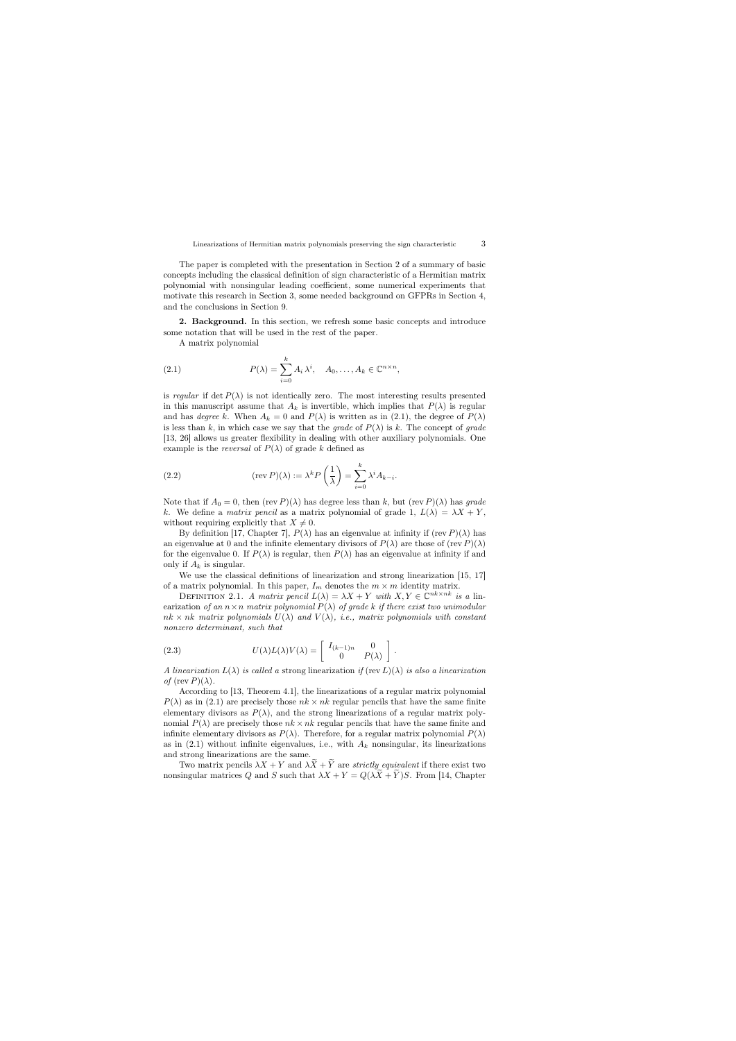The paper is completed with the presentation in Section 2 of a summary of basic concepts including the classical definition of sign characteristic of a Hermitian matrix polynomial with nonsingular leading coefficient, some numerical experiments that motivate this research in Section 3, some needed background on GFPRs in Section 4, and the conclusions in Section 9.

**2. Background.** In this section, we refresh some basic concepts and introduce some notation that will be used in the rest of the paper.

A matrix polynomial

$$P(\lambda) = \sum_{i=0}^{k} A_i \lambda^i, \quad A_0, \ldots, A_k \in \mathbb{C}^{n\times n}, \tag{2.1}$$

is *regular* if $\det P(\lambda)$ is not identically zero. The most interesting results presented in this manuscript assume that $A_k$ is invertible, which implies that $P(\lambda)$ is regular and has *degree* $k$. When $A_k = 0$ and $P(\lambda)$ is written as in (2.1), the degree of $P(\lambda)$ is less than $k$, in which case we say that the *grade* of $P(\lambda)$ is $k$. The concept of *grade* [13, 26] allows us greater flexibility in dealing with other auxiliary polynomials. One example is the *reversal* of $P(\lambda)$ of grade $k$ defined as

$$(\operatorname{rev} P)(\lambda) := \lambda^k P\left(\frac{1}{\lambda}\right) = \sum_{i=0}^{k} \lambda^i A_{k-i}. \tag{2.2}$$

Note that if $A_0 = 0$, then $(\operatorname{rev} P)(\lambda)$ has degree less than $k$, but $(\operatorname{rev} P)(\lambda)$ has *grade* $k$. We define a *matrix pencil* as a matrix polynomial of grade 1, $L(\lambda) = \lambda X + Y$, without requiring explicitly that $X \neq 0$.

By definition [17, Chapter 7], $P(\lambda)$ has an eigenvalue at infinity if $(\operatorname{rev} P)(\lambda)$ has an eigenvalue at 0 and the infinite elementary divisors of $P(\lambda)$ are those of $(\operatorname{rev} P)(\lambda)$ for the eigenvalue 0. If $P(\lambda)$ is regular, then $P(\lambda)$ has an eigenvalue at infinity if and only if $A_k$ is singular.

We use the classical definitions of linearization and strong linearization [15, 17] of a matrix polynomial. In this paper, $I_m$ denotes the $m \times m$ identity matrix.

Definition 2.1. *A matrix pencil $L(\lambda) = \lambda X + Y$ with $X, Y \in \mathbb{C}^{nk\times nk}$ is a linearization of an $n\times n$ matrix polynomial $P(\lambda)$ of grade $k$ if there exist two unimodular $nk \times nk$ matrix polynomials $U(\lambda)$ and $V(\lambda)$, i.e., matrix polynomials with constant nonzero determinant, such that*

$$U(\lambda)L(\lambda)V(\lambda) = \begin{bmatrix} I_{(k-1)n} & 0 \\ 0 & P(\lambda) \end{bmatrix}. \tag{2.3}$$

*A linearization $L(\lambda)$ is called a* strong linearization *if $(\operatorname{rev} L)(\lambda)$ is also a linearization of $(\operatorname{rev} P)(\lambda)$.*

According to [13, Theorem 4.1], the linearizations of a regular matrix polynomial $P(\lambda)$ as in (2.1) are precisely those $nk \times nk$ regular pencils that have the same finite elementary divisors as $P(\lambda)$, and the strong linearizations of a regular matrix polynomial $P(\lambda)$ are precisely those $nk \times nk$ regular pencils that have the same finite and infinite elementary divisors as $P(\lambda)$. Therefore, for a regular matrix polynomial $P(\lambda)$ as in (2.1) without infinite eigenvalues, i.e., with $A_k$ nonsingular, its linearizations and strong linearizations are the same.

Two matrix pencils $\lambda X + Y$ and $\lambda \widetilde{X} + \widetilde{Y}$ are *strictly equivalent* if there exist two nonsingular matrices $Q$ and $S$ such that $\lambda X + Y = Q(\lambda \widetilde{X} + \widetilde{Y})S$. From [14, Chapter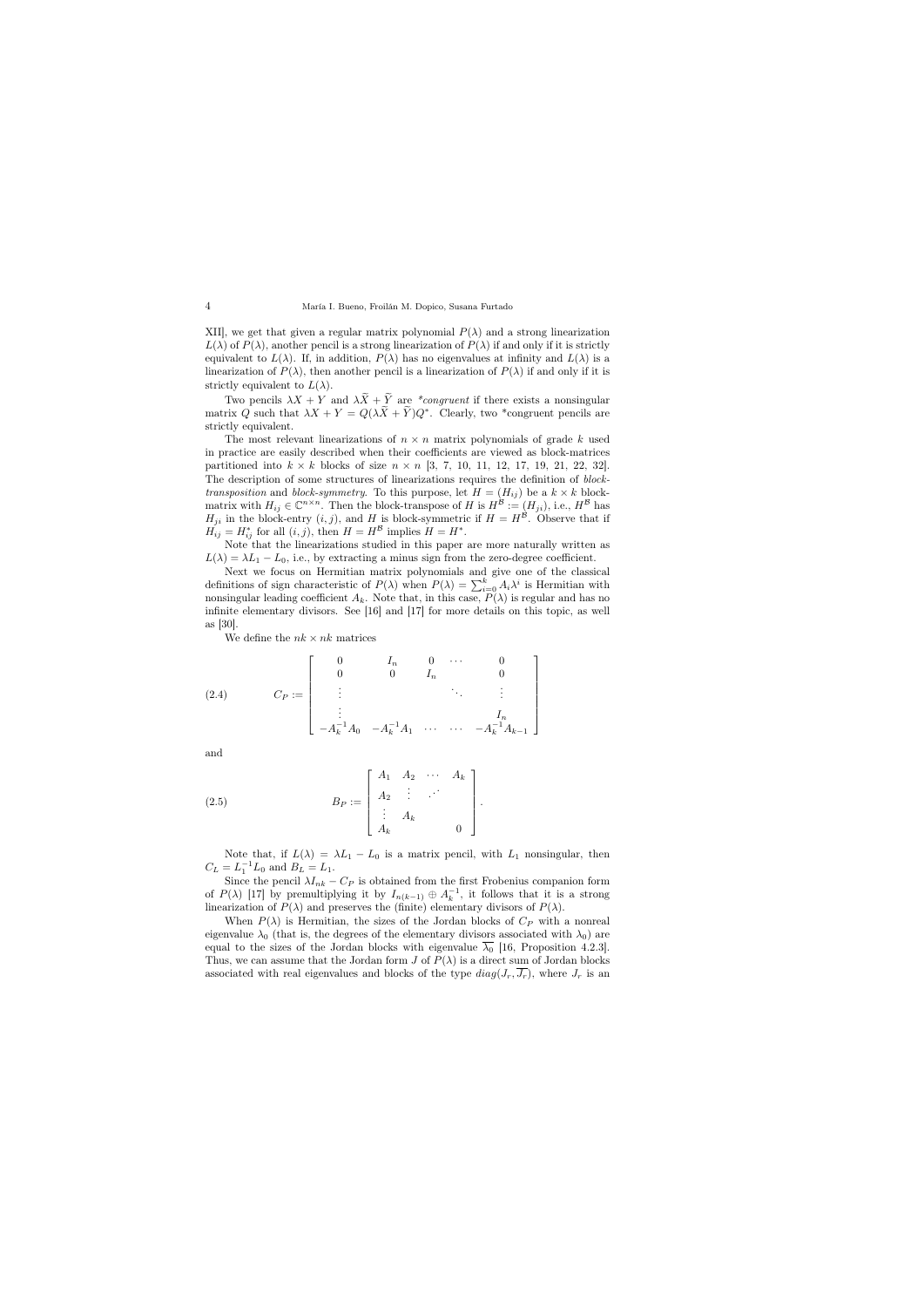XII], we get that given a regular matrix polynomial $P(\lambda)$ and a strong linearization $L(\lambda)$ of $P(\lambda)$, another pencil is a strong linearization of $P(\lambda)$ if and only if it is strictly equivalent to $L(\lambda)$. If, in addition, $P(\lambda)$ has no eigenvalues at infinity and $L(\lambda)$ is a linearization of $P(\lambda)$, then another pencil is a linearization of $P(\lambda)$ if and only if it is strictly equivalent to $L(\lambda)$.

Two pencils $\lambda X + Y$ and $\lambda \widetilde{X} + \widetilde{Y}$ are *\*congruent* if there exists a nonsingular matrix $Q$ such that $\lambda X + Y = Q(\lambda \widetilde{X} + \widetilde{Y})Q^*$. Clearly, two \*congruent pencils are strictly equivalent.

The most relevant linearizations of $n \times n$ matrix polynomials of grade $k$ used in practice are easily described when their coefficients are viewed as block-matrices partitioned into $k \times k$ blocks of size $n \times n$ [3, 7, 10, 11, 12, 17, 19, 21, 22, 32]. The description of some structures of linearizations requires the definition of *block-transposition* and *block-symmetry*. To this purpose, let $H = (H_{ij})$ be a $k \times k$ block-matrix with $H_{ij} \in \mathbb{C}^{n\times n}$. Then the block-transpose of $H$ is $H^{\mathcal{B}} := (H_{ji})$, i.e., $H^{\mathcal{B}}$ has $H_{ji}$ in the block-entry $(i, j)$, and $H$ is block-symmetric if $H = H^{\mathcal{B}}$. Observe that if $H_{ij} = H_{ij}^*$ for all $(i, j)$, then $H = H^{\mathcal{B}}$ implies $H = H^*$.

Note that the linearizations studied in this paper are more naturally written as $L(\lambda) = \lambda L_1 - L_0$, i.e., by extracting a minus sign from the zero-degree coefficient.

Next we focus on Hermitian matrix polynomials and give one of the classical definitions of sign characteristic of $P(\lambda)$ when $P(\lambda) = \sum_{i=0}^{k} A_i \lambda^i$ is Hermitian with nonsingular leading coefficient $A_k$. Note that, in this case, $P(\lambda)$ is regular and has no infinite elementary divisors. See [16] and [17] for more details on this topic, as well as [30].

We define the $nk \times nk$ matrices

$$
C_P := \begin{bmatrix} 0 & I_n & 0 & \cdots & 0 \\ 0 & 0 & I_n & & 0 \\ \vdots & & & \ddots & \vdots \\ \vdots & & & & I_n \\ -A_k^{-1}A_0 & -A_k^{-1}A_1 & \cdots & \cdots & -A_k^{-1}A_{k-1} \end{bmatrix} \tag{2.4}
$$

and

$$
B_P := \begin{bmatrix} A_1 & A_2 & \cdots & A_k \\ A_2 & \vdots & \iddots & \\ \vdots & A_k & & \\ A_k & & & 0 \end{bmatrix}. \tag{2.5}
$$

Note that, if $L(\lambda) = \lambda L_1 - L_0$ is a matrix pencil, with $L_1$ nonsingular, then $C_L = L_1^{-1}L_0$ and $B_L = L_1$.

Since the pencil $\lambda I_{nk} - C_P$ is obtained from the first Frobenius companion form of $P(\lambda)$ [17] by premultiplying it by $I_{n(k-1)} \oplus A_k^{-1}$, it follows that it is a strong linearization of $P(\lambda)$ and preserves the (finite) elementary divisors of $P(\lambda)$.

When $P(\lambda)$ is Hermitian, the sizes of the Jordan blocks of $C_P$ with a nonreal eigenvalue $\lambda_0$ (that is, the degrees of the elementary divisors associated with $\lambda_0$) are equal to the sizes of the Jordan blocks with eigenvalue $\overline{\lambda_0}$ [16, Proposition 4.2.3]. Thus, we can assume that the Jordan form $J$ of $P(\lambda)$ is a direct sum of Jordan blocks associated with real eigenvalues and blocks of the type $diag(J_r, \overline{J_r})$, where $J_r$ is an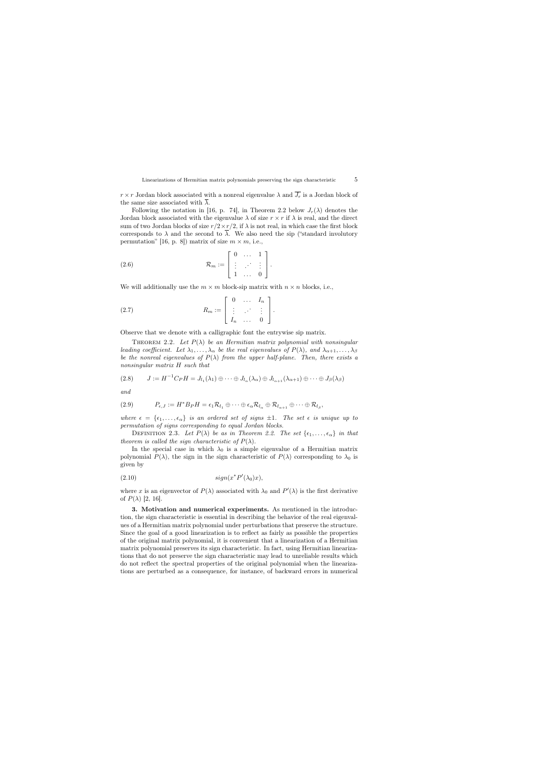$r \times r$ Jordan block associated with a nonreal eigenvalue $\lambda$ and $\overline{J_r}$ is a Jordan block of the same size associated with $\overline{\lambda}$.

Following the notation in [16, p. 74], in Theorem 2.2 below $J_r(\lambda)$ denotes the Jordan block associated with the eigenvalue $\lambda$ of size $r \times r$ if $\lambda$ is real, and the direct sum of two Jordan blocks of size $r/2 \times r/2$, if $\lambda$ is not real, in which case the first block corresponds to $\lambda$ and the second to $\overline{\lambda}$. We also need the sip ("standard involutory permutation" [16, p. 8]) matrix of size $m \times m$, i.e.,

$$\mathcal{R}_m := \begin{bmatrix} 0 & \dots & 1 \\ \vdots & \iddots & \vdots \\ 1 & \dots & 0 \end{bmatrix}. \tag{2.6}$$

We will additionally use the $m \times m$ block-sip matrix with $n \times n$ blocks, i.e.,

$$R_m := \begin{bmatrix} 0 & \dots & I_n \\ \vdots & \iddots & \vdots \\ I_n & \dots & 0 \end{bmatrix}. \tag{2.7}$$

Observe that we denote with a calligraphic font the entrywise sip matrix.

THEOREM 2.2. *Let $P(\lambda)$ be an Hermitian matrix polynomial with nonsingular leading coefficient. Let $\lambda_1, \dots, \lambda_\alpha$ be the real eigenvalues of $P(\lambda)$, and $\lambda_{\alpha+1}, \dots, \lambda_\beta$ be the nonreal eigenvalues of $P(\lambda)$ from the upper half-plane. Then, there exists a nonsingular matrix $H$ such that*

$$J := H^{-1} C_P H = J_{l_1}(\lambda_1) \oplus \dots \oplus J_{l_\alpha}(\lambda_\alpha) \oplus J_{l_{\alpha+1}}(\lambda_{\alpha+1}) \oplus \dots \oplus J_\beta(\lambda_\beta) \tag{2.8}$$

*and*

$$P_{\epsilon,J} := H^* B_P H = \epsilon_1 \mathcal{R}_{l_1} \oplus \dots \oplus \epsilon_\alpha \mathcal{R}_{l_\alpha} \oplus \mathcal{R}_{l_{\alpha+1}} \oplus \dots \oplus \mathcal{R}_{l_\beta}, \tag{2.9}$$

*where $\epsilon = \{\epsilon_1, \dots, \epsilon_\alpha\}$ is an ordered set of signs $\pm 1$. The set $\epsilon$ is unique up to permutation of signs corresponding to equal Jordan blocks.*

DEFINITION 2.3. *Let $P(\lambda)$ be as in Theorem 2.2. The set $\{\epsilon_1, \dots, \epsilon_\alpha\}$ in that theorem is called the sign characteristic of $P(\lambda)$.*

In the special case in which $\lambda_0$ is a simple eigenvalue of a Hermitian matrix polynomial $P(\lambda)$, the sign in the sign characteristic of $P(\lambda)$ corresponding to $\lambda_0$ is given by

$$sign(x^* P'(\lambda_0) x), \tag{2.10}$$

where $x$ is an eigenvector of $P(\lambda)$ associated with $\lambda_0$ and $P'(\lambda)$ is the first derivative of $P(\lambda)$ [2, 16].

**3. Motivation and numerical experiments.** As mentioned in the introduction, the sign characteristic is essential in describing the behavior of the real eigenvalues of a Hermitian matrix polynomial under perturbations that preserve the structure. Since the goal of a good linearization is to reflect as fairly as possible the properties of the original matrix polynomial, it is convenient that a linearization of a Hermitian matrix polynomial preserves its sign characteristic. In fact, using Hermitian linearizations that do not preserve the sign characteristic may lead to unreliable results which do not reflect the spectral properties of the original polynomial when the linearizations are perturbed as a consequence, for instance, of backward errors in numerical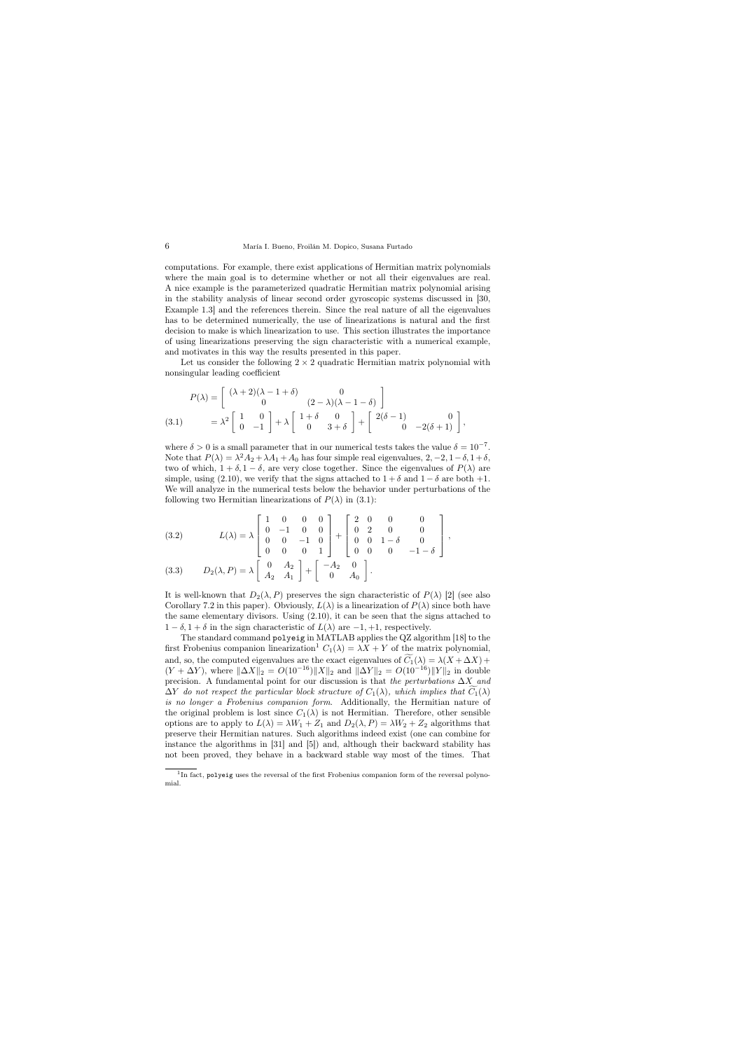computations. For example, there exist applications of Hermitian matrix polynomials where the main goal is to determine whether or not all their eigenvalues are real. A nice example is the parameterized quadratic Hermitian matrix polynomial arising in the stability analysis of linear second order gyroscopic systems discussed in [30, Example 1.3] and the references therein. Since the real nature of all the eigenvalues has to be determined numerically, the use of linearizations is natural and the first decision to make is which linearization to use. This section illustrates the importance of using linearizations preserving the sign characteristic with a numerical example, and motivates in this way the results presented in this paper.

Let us consider the following $2 \times 2$ quadratic Hermitian matrix polynomial with nonsingular leading coefficient

$$
\begin{aligned}
P(\lambda) &= \begin{bmatrix} (\lambda+2)(\lambda-1+\delta) & 0 \\ 0 & (2-\lambda)(\lambda-1-\delta) \end{bmatrix} \\
&= \lambda^2 \begin{bmatrix} 1 & 0 \\ 0 & -1 \end{bmatrix} + \lambda \begin{bmatrix} 1+\delta & 0 \\ 0 & 3+\delta \end{bmatrix} + \begin{bmatrix} 2(\delta-1) & 0 \\ 0 & -2(\delta+1) \end{bmatrix}, \qquad (3.1)
\end{aligned}
$$

where $\delta > 0$ is a small parameter that in our numerical tests takes the value $\delta = 10^{-7}$. Note that $P(\lambda) = \lambda^2 A_2 + \lambda A_1 + A_0$ has four simple real eigenvalues, $2, -2, 1-\delta, 1+\delta$, two of which, $1+\delta, 1-\delta$, are very close together. Since the eigenvalues of $P(\lambda)$ are simple, using (2.10), we verify that the signs attached to $1+\delta$ and $1-\delta$ are both $+1$. We will analyze in the numerical tests below the behavior under perturbations of the following two Hermitian linearizations of $P(\lambda)$ in (3.1):

$$
L(\lambda) = \lambda \begin{bmatrix} 1 & 0 & 0 & 0 \\ 0 & -1 & 0 & 0 \\ 0 & 0 & -1 & 0 \\ 0 & 0 & 0 & 1 \end{bmatrix} + \begin{bmatrix} 2 & 0 & 0 & 0 \\ 0 & 2 & 0 & 0 \\ 0 & 0 & 1-\delta & 0 \\ 0 & 0 & 0 & -1-\delta \end{bmatrix}, \qquad (3.2)
$$

$$
D_2(\lambda, P) = \lambda \begin{bmatrix} 0 & A_2 \\ A_2 & A_1 \end{bmatrix} + \begin{bmatrix} -A_2 & 0 \\ 0 & A_0 \end{bmatrix}. \qquad (3.3)
$$

It is well-known that $D_2(\lambda, P)$ preserves the sign characteristic of $P(\lambda)$ [2] (see also Corollary 7.2 in this paper). Obviously, $L(\lambda)$ is a linearization of $P(\lambda)$ since both have the same elementary divisors. Using (2.10), it can be seen that the signs attached to $1-\delta, 1+\delta$ in the sign characteristic of $L(\lambda)$ are $-1, +1$, respectively.

The standard command `polyeig` in MATLAB applies the QZ algorithm [18] to the first Frobenius companion linearization[1] $C_1(\lambda) = \lambda X + Y$ of the matrix polynomial, and, so, the computed eigenvalues are the exact eigenvalues of $\widetilde{C_1}(\lambda) = \lambda(X+\Delta X) + (Y+\Delta Y)$, where $\|\Delta X\|_2 = O(10^{-16})\|X\|_2$ and $\|\Delta Y\|_2 = O(10^{-16})\|Y\|_2$ in double precision. A fundamental point for our discussion is that *the perturbations $\Delta X$ and $\Delta Y$ do not respect the particular block structure of $C_1(\lambda)$, which implies that $\widetilde{C_1}(\lambda)$ is no longer a Frobenius companion form.* Additionally, the Hermitian nature of the original problem is lost since $C_1(\lambda)$ is not Hermitian. Therefore, other sensible options are to apply to $L(\lambda) = \lambda W_1 + Z_1$ and $D_2(\lambda, P) = \lambda W_2 + Z_2$ algorithms that preserve their Hermitian natures. Such algorithms indeed exist (one can combine for instance the algorithms in [31] and [5]) and, although their backward stability has not been proved, they behave in a backward stable way most of the times. That

[1] In fact, `polyeig` uses the reversal of the first Frobenius companion form of the reversal polynomial.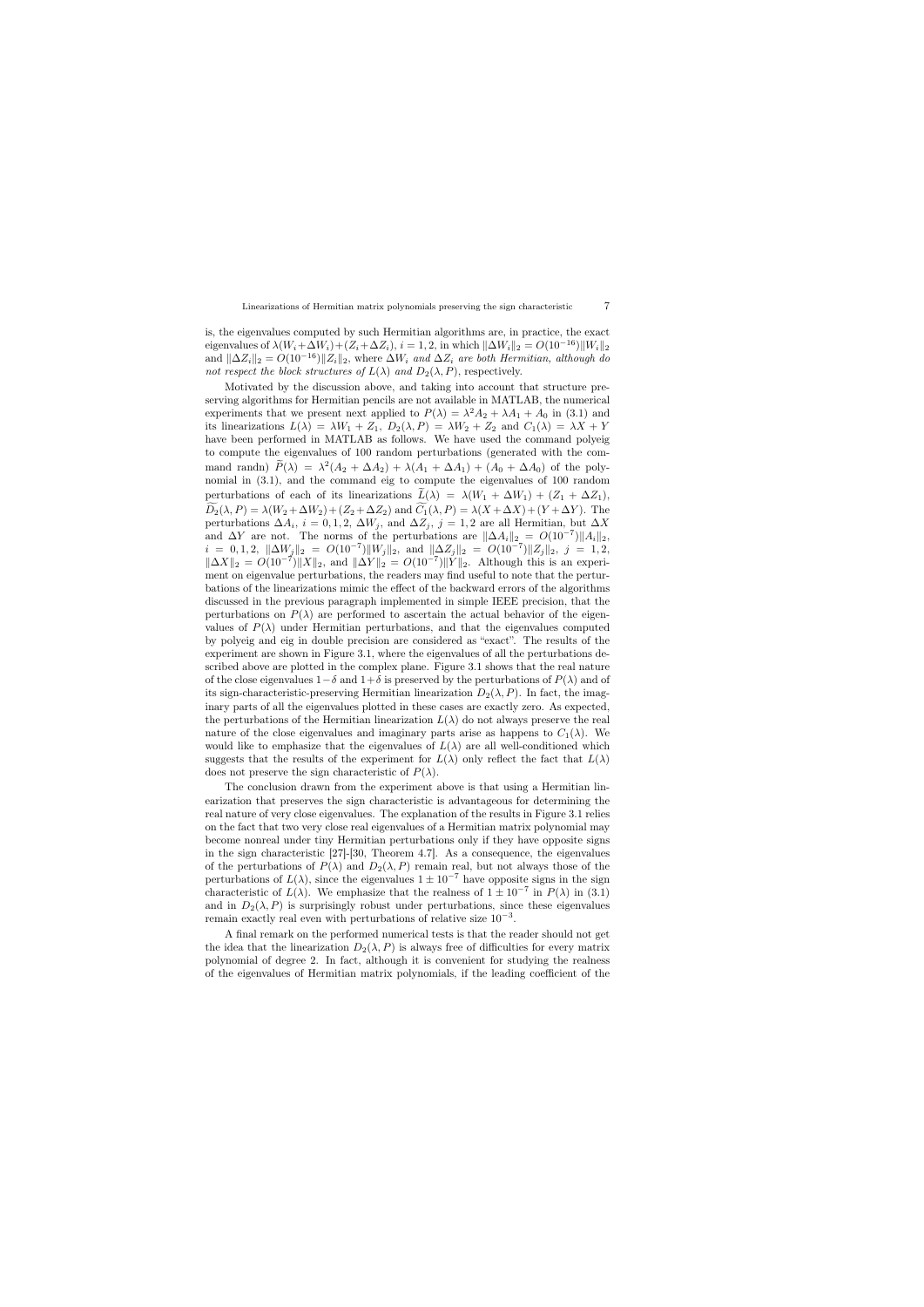is, the eigenvalues computed by such Hermitian algorithms are, in practice, the exact eigenvalues of $\lambda(W_i + \Delta W_i) + (Z_i + \Delta Z_i)$, $i = 1, 2$, in which $\|\Delta W_i\|_2 = O(10^{-16})\|W_i\|_2$ and $\|\Delta Z_i\|_2 = O(10^{-16})\|Z_i\|_2$, where $\Delta W_i$ *and* $\Delta Z_i$ *are both Hermitian, although do not respect the block structures of* $L(\lambda)$ *and* $D_2(\lambda, P)$, respectively.

Motivated by the discussion above, and taking into account that structure preserving algorithms for Hermitian pencils are not available in MATLAB, the numerical experiments that we present next applied to $P(\lambda) = \lambda^2 A_2 + \lambda A_1 + A_0$ in (3.1) and its linearizations $L(\lambda) = \lambda W_1 + Z_1$, $D_2(\lambda, P) = \lambda W_2 + Z_2$ and $C_1(\lambda) = \lambda X + Y$ have been performed in MATLAB as follows. We have used the command polyeig to compute the eigenvalues of 100 random perturbations (generated with the command randn) $\widetilde{P}(\lambda) = \lambda^2(A_2 + \Delta A_2) + \lambda(A_1 + \Delta A_1) + (A_0 + \Delta A_0)$ of the polynomial in (3.1), and the command eig to compute the eigenvalues of 100 random perturbations of each of its linearizations $\widetilde{L}(\lambda) = \lambda(W_1 + \Delta W_1) + (Z_1 + \Delta Z_1)$, $\widetilde{D_2}(\lambda, P) = \lambda(W_2 + \Delta W_2) + (Z_2 + \Delta Z_2)$ and $\widetilde{C_1}(\lambda, P) = \lambda(X + \Delta X) + (Y + \Delta Y)$. The perturbations $\Delta A_i$, $i = 0, 1, 2$, $\Delta W_j$, and $\Delta Z_j$, $j = 1, 2$ are all Hermitian, but $\Delta X$ and $\Delta Y$ are not. The norms of the perturbations are $\|\Delta A_i\|_2 = O(10^{-7})\|A_i\|_2$, $i = 0, 1, 2$, $\|\Delta W_j\|_2 = O(10^{-7})\|W_j\|_2$, and $\|\Delta Z_j\|_2 = O(10^{-7})\|Z_j\|_2$, $j = 1, 2$, $\|\Delta X\|_2 = O(10^{-7})\|X\|_2$, and $\|\Delta Y\|_2 = O(10^{-7})\|Y\|_2$. Although this is an experiment on eigenvalue perturbations, the readers may find useful to note that the perturbations of the linearizations mimic the effect of the backward errors of the algorithms discussed in the previous paragraph implemented in simple IEEE precision, that the perturbations on $P(\lambda)$ are performed to ascertain the actual behavior of the eigenvalues of $P(\lambda)$ under Hermitian perturbations, and that the eigenvalues computed by polyeig and eig in double precision are considered as "exact". The results of the experiment are shown in Figure 3.1, where the eigenvalues of all the perturbations described above are plotted in the complex plane. Figure 3.1 shows that the real nature of the close eigenvalues $1-\delta$ and $1+\delta$ is preserved by the perturbations of $P(\lambda)$ and of its sign-characteristic-preserving Hermitian linearization $D_2(\lambda, P)$. In fact, the imaginary parts of all the eigenvalues plotted in these cases are exactly zero. As expected, the perturbations of the Hermitian linearization $L(\lambda)$ do not always preserve the real nature of the close eigenvalues and imaginary parts arise as happens to $C_1(\lambda)$. We would like to emphasize that the eigenvalues of $L(\lambda)$ are all well-conditioned which suggests that the results of the experiment for $L(\lambda)$ only reflect the fact that $L(\lambda)$ does not preserve the sign characteristic of $P(\lambda)$.

The conclusion drawn from the experiment above is that using a Hermitian linearization that preserves the sign characteristic is advantageous for determining the real nature of very close eigenvalues. The explanation of the results in Figure 3.1 relies on the fact that two very close real eigenvalues of a Hermitian matrix polynomial may become nonreal under tiny Hermitian perturbations only if they have opposite signs in the sign characteristic [27]-[30, Theorem 4.7]. As a consequence, the eigenvalues of the perturbations of $P(\lambda)$ and $D_2(\lambda, P)$ remain real, but not always those of the perturbations of $L(\lambda)$, since the eigenvalues $1 \pm 10^{-7}$ have opposite signs in the sign characteristic of $L(\lambda)$. We emphasize that the realness of $1 \pm 10^{-7}$ in $P(\lambda)$ in (3.1) and in $D_2(\lambda, P)$ is surprisingly robust under perturbations, since these eigenvalues remain exactly real even with perturbations of relative size $10^{-3}$.

A final remark on the performed numerical tests is that the reader should not get the idea that the linearization $D_2(\lambda, P)$ is always free of difficulties for every matrix polynomial of degree 2. In fact, although it is convenient for studying the realness of the eigenvalues of Hermitian matrix polynomials, if the leading coefficient of the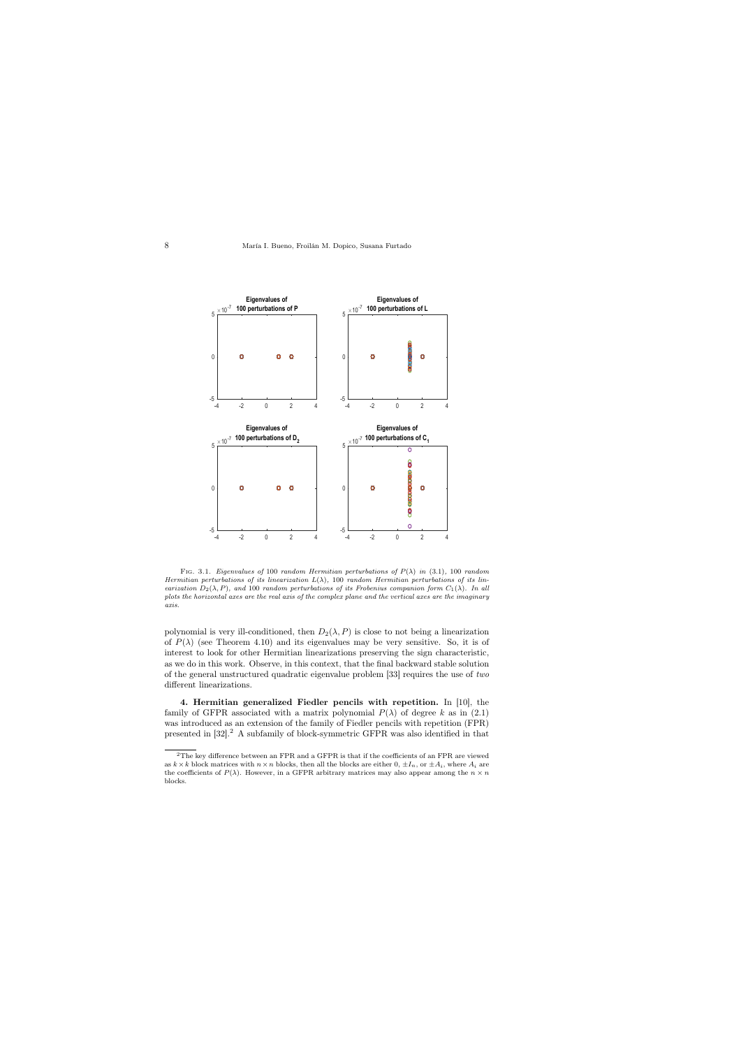Fig. 3.1. *Eigenvalues of* 100 *random Hermitian perturbations of* $P(\lambda)$ *in* (3.1), 100 *random Hermitian perturbations of its linearization* $L(\lambda)$, 100 *random Hermitian perturbations of its linearization* $D_2(\lambda, P)$, *and* 100 *random perturbations of its Frobenius companion form* $C_1(\lambda)$. *In all plots the horizontal axes are the real axis of the complex plane and the vertical axes are the imaginary axis.*

polynomial is very ill-conditioned, then $D_2(\lambda, P)$ is close to not being a linearization of $P(\lambda)$ (see Theorem 4.10) and its eigenvalues may be very sensitive. So, it is of interest to look for other Hermitian linearizations preserving the sign characteristic, as we do in this work. Observe, in this context, that the final backward stable solution of the general unstructured quadratic eigenvalue problem [33] requires the use of *two* different linearizations.

## 4. Hermitian generalized Fiedler pencils with repetition.

In [10], the family of GFPR associated with a matrix polynomial $P(\lambda)$ of degree $k$ as in (2.1) was introduced as an extension of the family of Fiedler pencils with repetition (FPR) presented in [32].[2] A subfamily of block-symmetric GFPR was also identified in that

---

[2] The key difference between an FPR and a GFPR is that if the coefficients of an FPR are viewed as $k \times k$ block matrices with $n \times n$ blocks, then all the blocks are either $0$, $\pm I_n$, or $\pm A_i$, where $A_i$ are the coefficients of $P(\lambda)$. However, in a GFPR arbitrary matrices may also appear among the $n \times n$ blocks.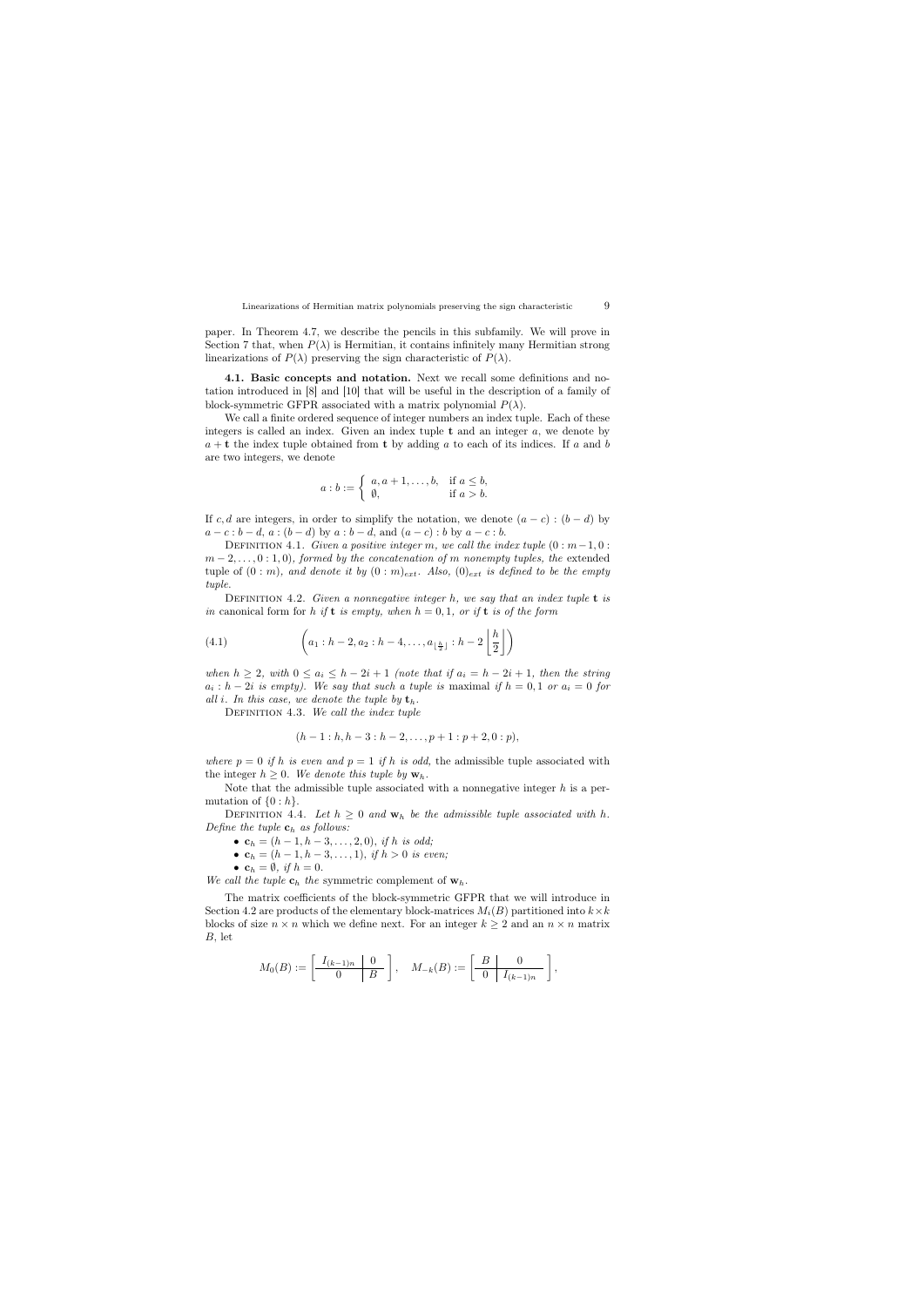paper. In Theorem 4.7, we describe the pencils in this subfamily. We will prove in Section 7 that, when $P(\lambda)$ is Hermitian, it contains infinitely many Hermitian strong linearizations of $P(\lambda)$ preserving the sign characteristic of $P(\lambda)$.

**4.1. Basic concepts and notation.** Next we recall some definitions and notation introduced in [8] and [10] that will be useful in the description of a family of block-symmetric GFPR associated with a matrix polynomial $P(\lambda)$.

We call a finite ordered sequence of integer numbers an index tuple. Each of these integers is called an index. Given an index tuple $\mathbf{t}$ and an integer $a$, we denote by $a + \mathbf{t}$ the index tuple obtained from $\mathbf{t}$ by adding $a$ to each of its indices. If $a$ and $b$ are two integers, we denote

$$a : b := \begin{cases} a, a+1, \ldots, b, & \text{if } a \leq b, \\ \emptyset, & \text{if } a > b. \end{cases}$$

If $c, d$ are integers, in order to simplify the notation, we denote $(a-c) : (b-d)$ by $a - c : b - d$, $a : (b-d)$ by $a : b - d$, and $(a-c) : b$ by $a - c : b$.

Definition 4.1. *Given a positive integer $m$, we call the index tuple $(0 : m-1, 0 : m-2, \ldots, 0 : 1, 0)$, formed by the concatenation of $m$ nonempty tuples, the* extended *tuple of $(0 : m)$, and denote it by $(0 : m)_{ext}$. Also, $(0)_{ext}$ is defined to be the empty tuple.*

Definition 4.2. *Given a nonnegative integer $h$, we say that an index tuple $\mathbf{t}$ is in* canonical form *for $h$ if $\mathbf{t}$ is empty, when $h = 0, 1$, or if $\mathbf{t}$ is of the form*

$$\left(a_1 : h-2, a_2 : h-4, \ldots, a_{\lfloor \frac{h}{2} \rfloor} : h - 2\left\lfloor \frac{h}{2} \right\rfloor\right) \tag{4.1}$$

*when $h \geq 2$, with $0 \leq a_i \leq h - 2i + 1$ (note that if $a_i = h - 2i + 1$, then the string $a_i : h - 2i$ is empty). We say that such a tuple is* maximal *if $h = 0, 1$ or $a_i = 0$ for all $i$. In this case, we denote the tuple by $\mathbf{t}_h$.*

Definition 4.3. *We call the index tuple*

$$(h-1 : h, h-3 : h-2, \ldots, p+1 : p+2, 0 : p),$$

*where $p = 0$ if $h$ is even and $p = 1$ if $h$ is odd,* the admissible tuple associated with the integer $h \geq 0$. *We denote this tuple by $\mathbf{w}_h$.*

Note that the admissible tuple associated with a nonnegative integer $h$ is a permutation of $\{0 : h\}$.

Definition 4.4. *Let $h \geq 0$ and $\mathbf{w}_h$ be the admissible tuple associated with $h$. Define the tuple $\mathbf{c}_h$ as follows:*

- *$\mathbf{c}_h = (h-1, h-3, \ldots, 2, 0)$, if $h$ is odd;*
- *$\mathbf{c}_h = (h-1, h-3, \ldots, 1)$, if $h > 0$ is even;*
- *$\mathbf{c}_h = \emptyset$, if $h = 0$.*

*We call the tuple $\mathbf{c}_h$ the* symmetric complement *of $\mathbf{w}_h$.*

The matrix coefficients of the block-symmetric GFPR that we will introduce in Section 4.2 are products of the elementary block-matrices $M_i(B)$ partitioned into $k \times k$ blocks of size $n \times n$ which we define next. For an integer $k \geq 2$ and an $n \times n$ matrix $B$, let

$$M_0(B) := \left[\begin{array}{c|c} I_{(k-1)n} & 0 \\ \hline 0 & B \end{array}\right], \quad M_{-k}(B) := \left[\begin{array}{c|c} B & 0 \\ \hline 0 & I_{(k-1)n} \end{array}\right],$$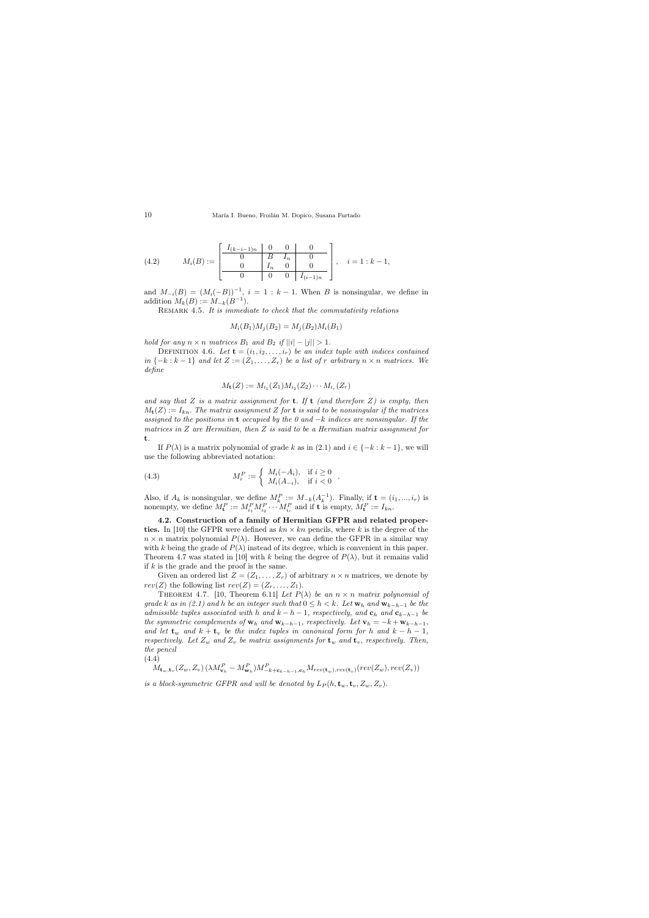$$
M_i(B) := \left[ \begin{array}{c|cc|c} I_{(k-i-1)n} & 0 & 0 & 0 \\ \hline 0 & B & I_n & 0 \\ 0 & I_n & 0 & 0 \\ \hline 0 & 0 & 0 & I_{(i-1)n} \end{array} \right], \quad i = 1 : k-1, \tag{4.2}
$$

and $M_{-i}(B) = (M_i(-B))^{-1}$, $i = 1 : k-1$. When $B$ is nonsingular, we define in addition $M_k(B) := M_{-k}(B^{-1})$.

Remark 4.5. *It is immediate to check that the commutativity relations*

$$
M_i(B_1)M_j(B_2) = M_j(B_2)M_i(B_1)
$$

*hold for any $n \times n$ matrices $B_1$ and $B_2$ if $||i| - |j|| > 1$.*

Definition 4.6. *Let $\mathbf{t} = (i_1, i_2, \ldots, i_r)$ be an index tuple with indices contained in $\{-k : k-1\}$ and let $Z := (Z_1, \ldots, Z_r)$ be a list of $r$ arbitrary $n \times n$ matrices. We define*

$$
M_{\mathbf{t}}(Z) := M_{i_1}(Z_1)M_{i_2}(Z_2) \cdots M_{i_r}(Z_r)
$$

*and say that $Z$ is a matrix assignment for $\mathbf{t}$. If $\mathbf{t}$ (and therefore $Z$) is empty, then $M_{\mathbf{t}}(Z) := I_{kn}$. The matrix assignment $Z$ for $\mathbf{t}$ is said to be nonsingular if the matrices assigned to the positions in $\mathbf{t}$ occupied by the $0$ and $-k$ indices are nonsingular. If the matrices in $Z$ are Hermitian, then $Z$ is said to be a Hermitian matrix assignment for $\mathbf{t}$.*

If $P(\lambda)$ is a matrix polynomial of grade $k$ as in (2.1) and $i \in \{-k : k-1\}$, we will use the following abbreviated notation:

$$
M_i^P := \begin{cases} M_i(-A_i), & \text{if } i \geq 0 \\ M_i(A_{-i}), & \text{if } i < 0 \end{cases}. \tag{4.3}
$$

Also, if $A_k$ is nonsingular, we define $M_k^P := M_{-k}(A_k^{-1})$. Finally, if $\mathbf{t} = (i_1, \ldots, i_r)$ is nonempty, we define $M_{\mathbf{t}}^P := M_{i_1}^P M_{i_2}^P \cdots M_{i_r}^P$ and if $\mathbf{t}$ is empty, $M_{\mathbf{t}}^P := I_{kn}$.

**4.2. Construction of a family of Hermitian GFPR and related properties.** In [10] the GFPR were defined as $kn \times kn$ pencils, where $k$ is the degree of the $n \times n$ matrix polynomial $P(\lambda)$. However, we can define the GFPR in a similar way with $k$ being the grade of $P(\lambda)$ instead of its degree, which is convenient in this paper. Theorem 4.7 was stated in [10] with $k$ being the degree of $P(\lambda)$, but it remains valid if $k$ is the grade and the proof is the same.

Given an ordered list $Z = (Z_1, \ldots, Z_r)$ of arbitrary $n \times n$ matrices, we denote by $rev(Z)$ the following list $rev(Z) = (Z_r, \ldots, Z_1)$.

Theorem 4.7. [10, Theorem 6.11] *Let $P(\lambda)$ be an $n \times n$ matrix polynomial of grade $k$ as in (2.1) and $h$ be an integer such that $0 \leq h < k$. Let $\mathbf{w}_h$ and $\mathbf{w}_{k-h-1}$ be the admissible tuples associated with $h$ and $k-h-1$, respectively, and $\mathbf{c}_h$ and $\mathbf{c}_{k-h-1}$ be the symmetric complements of $\mathbf{w}_h$ and $\mathbf{w}_{k-h-1}$, respectively. Let $\mathbf{v}_h = -k + \mathbf{w}_{k-h-1}$, and let $\mathbf{t}_w$ and $k + \mathbf{t}_v$ be the index tuples in canonical form for $h$ and $k-h-1$, respectively. Let $Z_w$ and $Z_v$ be matrix assignments for $\mathbf{t}_w$ and $\mathbf{t}_v$, respectively. Then, the pencil*

$$
M_{\mathbf{t}_w, \mathbf{t}_v}(Z_w, Z_v)\,(\lambda M_{\mathbf{v}_h}^P - M_{\mathbf{w}_h}^P) M_{-k+\mathbf{c}_{k-h-1}, \mathbf{c}_h}^P M_{rev(\mathbf{t}_w), rev(\mathbf{t}_v)}(rev(Z_w), rev(Z_v)) \tag{4.4}
$$

*is a block-symmetric GFPR and will be denoted by $L_P(h, \mathbf{t}_w, \mathbf{t}_v, Z_w, Z_v)$.*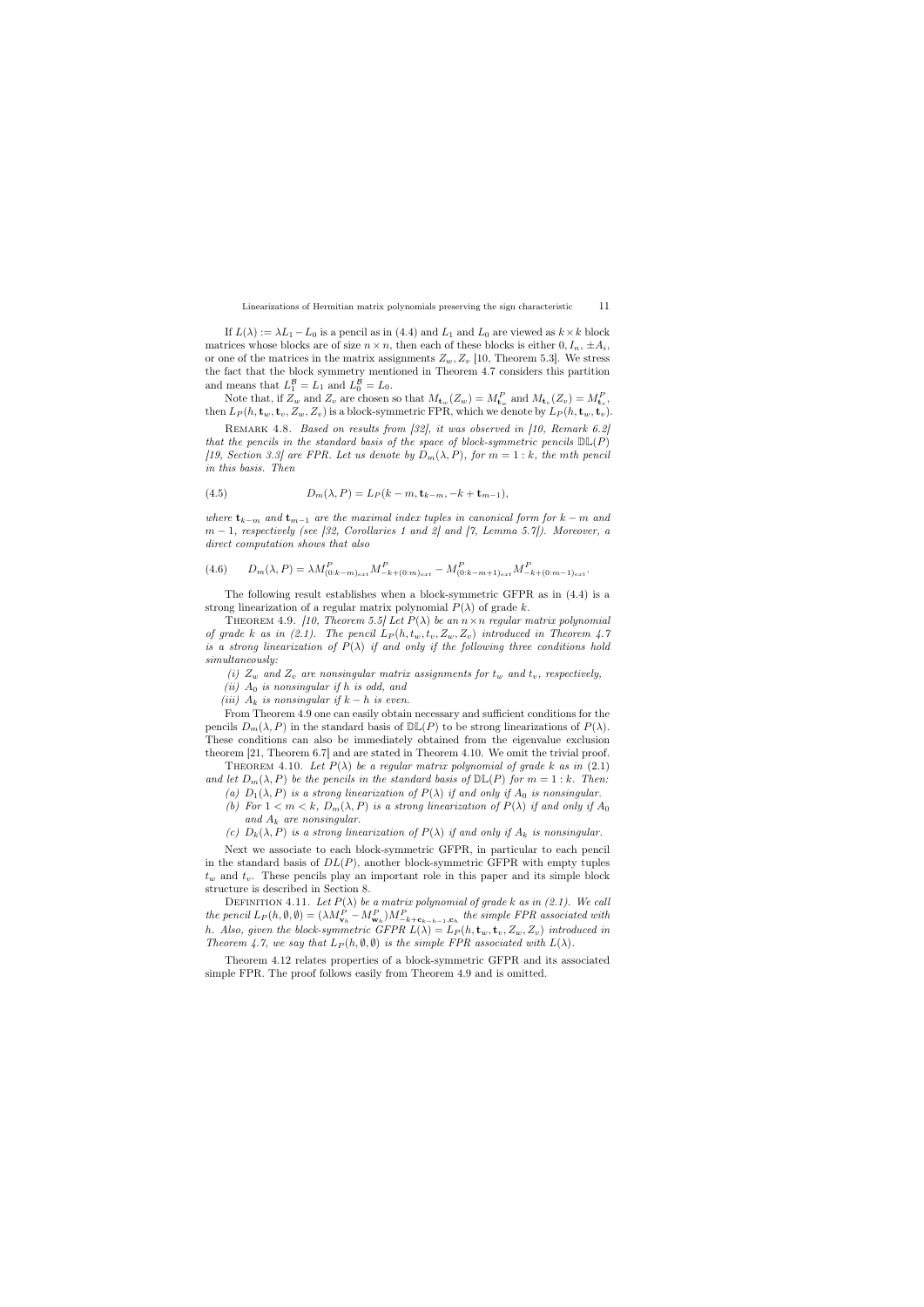If $L(\lambda) := \lambda L_1 - L_0$ is a pencil as in (4.4) and $L_1$ and $L_0$ are viewed as $k \times k$ block matrices whose blocks are of size $n \times n$, then each of these blocks is either $0, I_n, \pm A_i$, or one of the matrices in the matrix assignments $Z_w, Z_v$ [10, Theorem 5.3]. We stress the fact that the block symmetry mentioned in Theorem 4.7 considers this partition and means that $L_1^{\mathcal{B}} = L_1$ and $L_0^{\mathcal{B}} = L_0$.

Note that, if $Z_w$ and $Z_v$ are chosen so that $M_{\mathbf{t}_w}(Z_w) = M_{\mathbf{t}_w}^P$ and $M_{\mathbf{t}_v}(Z_v) = M_{\mathbf{t}_v}^P$, then $L_P(h, \mathbf{t}_w, \mathbf{t}_v, Z_w, Z_v)$ is a block-symmetric FPR, which we denote by $L_P(h, \mathbf{t}_w, \mathbf{t}_v)$.

Remark 4.8. *Based on results from [32], it was observed in [10, Remark 6.2] that the pencils in the standard basis of the space of block-symmetric pencils $\mathbb{DL}(P)$ [19, Section 3.3] are FPR. Let us denote by $D_m(\lambda, P)$, for $m = 1 : k$, the mth pencil in this basis. Then*

$$D_m(\lambda, P) = L_P(k - m, \mathbf{t}_{k-m}, -k + \mathbf{t}_{m-1}), \tag{4.5}$$

*where $\mathbf{t}_{k-m}$ and $\mathbf{t}_{m-1}$ are the maximal index tuples in canonical form for $k - m$ and $m - 1$, respectively (see [32, Corollaries 1 and 2] and [7, Lemma 5.7]). Moreover, a direct computation shows that also*

$$D_m(\lambda, P) = \lambda M^P_{(0:k-m)_{ext}} M^P_{-k+(0:m)_{ext}} - M^P_{(0:k-m+1)_{ext}} M^P_{-k+(0:m-1)_{ext}}. \tag{4.6}$$

The following result establishes when a block-symmetric GFPR as in (4.4) is a strong linearization of a regular matrix polynomial $P(\lambda)$ of grade $k$.

Theorem 4.9. *[10, Theorem 5.5] Let $P(\lambda)$ be an $n \times n$ regular matrix polynomial of grade $k$ as in (2.1). The pencil $L_P(h, t_w, t_v, Z_w, Z_v)$ introduced in Theorem 4.7 is a strong linearization of $P(\lambda)$ if and only if the following three conditions hold simultaneously:*

*(i) $Z_w$ and $Z_v$ are nonsingular matrix assignments for $t_w$ and $t_v$, respectively,*

*(ii) $A_0$ is nonsingular if $h$ is odd, and*

*(iii) $A_k$ is nonsingular if $k - h$ is even.*

From Theorem 4.9 one can easily obtain necessary and sufficient conditions for the pencils $D_m(\lambda, P)$ in the standard basis of $\mathbb{DL}(P)$ to be strong linearizations of $P(\lambda)$. These conditions can also be immediately obtained from the eigenvalue exclusion theorem [21, Theorem 6.7] and are stated in Theorem 4.10. We omit the trivial proof.

Theorem 4.10. *Let $P(\lambda)$ be a regular matrix polynomial of grade $k$ as in (2.1) and let $D_m(\lambda, P)$ be the pencils in the standard basis of $\mathbb{DL}(P)$ for $m = 1 : k$. Then:*

*(a) $D_1(\lambda, P)$ is a strong linearization of $P(\lambda)$ if and only if $A_0$ is nonsingular.*

*(b) For $1 < m < k$, $D_m(\lambda, P)$ is a strong linearization of $P(\lambda)$ if and only if $A_0$ and $A_k$ are nonsingular.*

*(c) $D_k(\lambda, P)$ is a strong linearization of $P(\lambda)$ if and only if $A_k$ is nonsingular.*

Next we associate to each block-symmetric GFPR, in particular to each pencil in the standard basis of $DL(P)$, another block-symmetric GFPR with empty tuples $t_w$ and $t_v$. These pencils play an important role in this paper and its simple block structure is described in Section 8.

Definition 4.11. *Let $P(\lambda)$ be a matrix polynomial of grade $k$ as in (2.1). We call the pencil $L_P(h, \emptyset, \emptyset) = (\lambda M^P_{\mathbf{v}_h} - M^P_{\mathbf{w}_h}) M^P_{-k+\mathbf{c}_{k-h-1}, \mathbf{c}_h}$ the simple FPR associated with $h$. Also, given the block-symmetric GFPR $L(\lambda) = L_P(h, \mathbf{t}_w, \mathbf{t}_v, Z_w, Z_v)$ introduced in Theorem 4.7, we say that $L_P(h, \emptyset, \emptyset)$ is the simple FPR associated with $L(\lambda)$.*

Theorem 4.12 relates properties of a block-symmetric GFPR and its associated simple FPR. The proof follows easily from Theorem 4.9 and is omitted.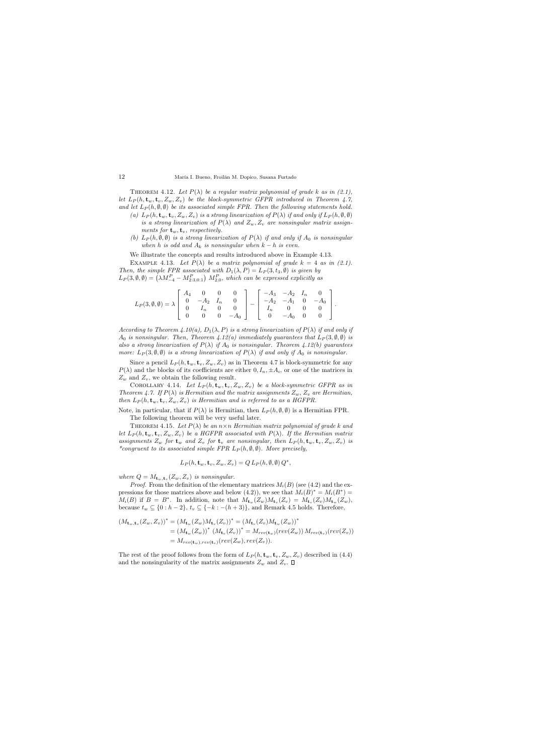Theorem 4.12. *Let $P(\lambda)$ be a regular matrix polynomial of grade $k$ as in (2.1), let $L_P(h, \mathbf{t}_w, \mathbf{t}_v, Z_w, Z_v)$ be the block-symmetric GFPR introduced in Theorem 4.7, and let $L_P(h, \emptyset, \emptyset)$ be its associated simple FPR. Then the following statements hold.*

- *(a) $L_P(h, \mathbf{t}_w, \mathbf{t}_v, Z_w, Z_v)$ is a strong linearization of $P(\lambda)$ if and only if $L_P(h, \emptyset, \emptyset)$ is a strong linearization of $P(\lambda)$ and $Z_w, Z_v$ are nonsingular matrix assignments for $\mathbf{t}_w, \mathbf{t}_v$, respectively.*
- *(b) $L_P(h, \emptyset, \emptyset)$ is a strong linearization of $P(\lambda)$ if and only if $A_0$ is nonsingular when $h$ is odd and $A_k$ is nonsingular when $k - h$ is even.*

We illustrate the concepts and results introduced above in Example 4.13.

Example 4.13. *Let $P(\lambda)$ be a matrix polynomial of grade $k = 4$ as in (2.1). Then, the simple FPR associated with $D_1(\lambda, P) = L_P(3, t_3, \emptyset)$ is given by $L_P(3, \emptyset, \emptyset) = \left(\lambda M_{-4}^P - M_{2:3,0:1}^P\right) M_{2,0}^P$, which can be expressed explicitly as*

$$L_P(3, \emptyset, \emptyset) = \lambda \begin{bmatrix} A_4 & 0 & 0 & 0 \\ 0 & -A_2 & I_n & 0 \\ 0 & I_n & 0 & 0 \\ 0 & 0 & 0 & -A_0 \end{bmatrix} - \begin{bmatrix} -A_3 & -A_2 & I_n & 0 \\ -A_2 & -A_1 & 0 & -A_0 \\ I_n & 0 & 0 & 0 \\ 0 & -A_0 & 0 & 0 \end{bmatrix}.$$

*According to Theorem 4.10(a), $D_1(\lambda, P)$ is a strong linearization of $P(\lambda)$ if and only if $A_0$ is nonsingular. Then, Theorem 4.12(a) immediately guarantees that $L_P(3, \emptyset, \emptyset)$ is also a strong linearization of $P(\lambda)$ if $A_0$ is nonsingular. Theorem 4.12(b) guarantees more: $L_P(3, \emptyset, \emptyset)$ is a strong linearization of $P(\lambda)$ if and only if $A_0$ is nonsingular.*

Since a pencil $L_P(h, \mathbf{t}_w, \mathbf{t}_v, Z_w, Z_v)$ as in Theorem 4.7 is block-symmetric for any $P(\lambda)$ and the blocks of its coefficients are either $0, I_n, \pm A_i$, or one of the matrices in $Z_w$ and $Z_v$, we obtain the following result.

Corollary 4.14. *Let $L_P(h, \mathbf{t}_w, \mathbf{t}_v, Z_w, Z_v)$ be a block-symmetric GFPR as in Theorem 4.7. If $P(\lambda)$ is Hermitian and the matrix assignments $Z_w$, $Z_v$ are Hermitian, then $L_P(h, \mathbf{t}_w, \mathbf{t}_v, Z_w, Z_v)$ is Hermitian and is referred to as a HGFPR.*

Note, in particular, that if $P(\lambda)$ is Hermitian, then $L_P(h, \emptyset, \emptyset)$ is a Hermitian FPR.

The following theorem will be very useful later.

Theorem 4.15. *Let $P(\lambda)$ be an $n \times n$ Hermitian matrix polynomial of grade $k$ and let $L_P(h, \mathbf{t}_w, \mathbf{t}_v, Z_w, Z_v)$ be a HGFPR associated with $P(\lambda)$. If the Hermitian matrix assignments $Z_w$ for $\mathbf{t}_w$ and $Z_v$ for $\mathbf{t}_v$ are nonsingular, then $L_P(h, \mathbf{t}_w, \mathbf{t}_v, Z_w, Z_v)$ is \*congruent to its associated simple FPR $L_P(h, \emptyset, \emptyset)$. More precisely,*

$$L_P(h, \mathbf{t}_w, \mathbf{t}_v, Z_w, Z_v) = Q\, L_P(h, \emptyset, \emptyset)\, Q^*,$$

*where $Q = M_{\mathbf{t}_w, \mathbf{t}_v}(Z_w, Z_v)$ is nonsingular.*

*Proof.* From the definition of the elementary matrices $M_i(B)$ (see (4.2) and the expressions for those matrices above and below (4.2)), we see that $M_i(B)^* = M_i(B^*) = M_i(B)$ if $B = B^*$. In addition, note that $M_{\mathbf{t}_w}(Z_w) M_{\mathbf{t}_v}(Z_v) = M_{\mathbf{t}_v}(Z_v) M_{\mathbf{t}_w}(Z_w)$, because $t_w \subseteq \{0 : h-2\}$, $t_v \subseteq \{-k : -(h+3)\}$, and Remark 4.5 holds. Therefore,

$$\begin{aligned}
(M_{\mathbf{t}_w, \mathbf{t}_v}(Z_w, Z_v))^* &= (M_{\mathbf{t}_w}(Z_w) M_{\mathbf{t}_v}(Z_v))^* = (M_{\mathbf{t}_v}(Z_v) M_{\mathbf{t}_w}(Z_w))^* \\
&= (M_{\mathbf{t}_w}(Z_w))^* \, (M_{\mathbf{t}_v}(Z_v))^* = M_{rev(\mathbf{t}_w)}(rev(Z_w))\, M_{rev(\mathbf{t}_v)}(rev(Z_v)) \\
&= M_{rev(\mathbf{t}_w), rev(\mathbf{t}_v)}(rev(Z_w), rev(Z_v)).
\end{aligned}$$

The rest of the proof follows from the form of $L_P(h, \mathbf{t}_w, \mathbf{t}_v, Z_w, Z_v)$ described in (4.4) and the nonsingularity of the matrix assignments $Z_w$ and $Z_v$. $\square$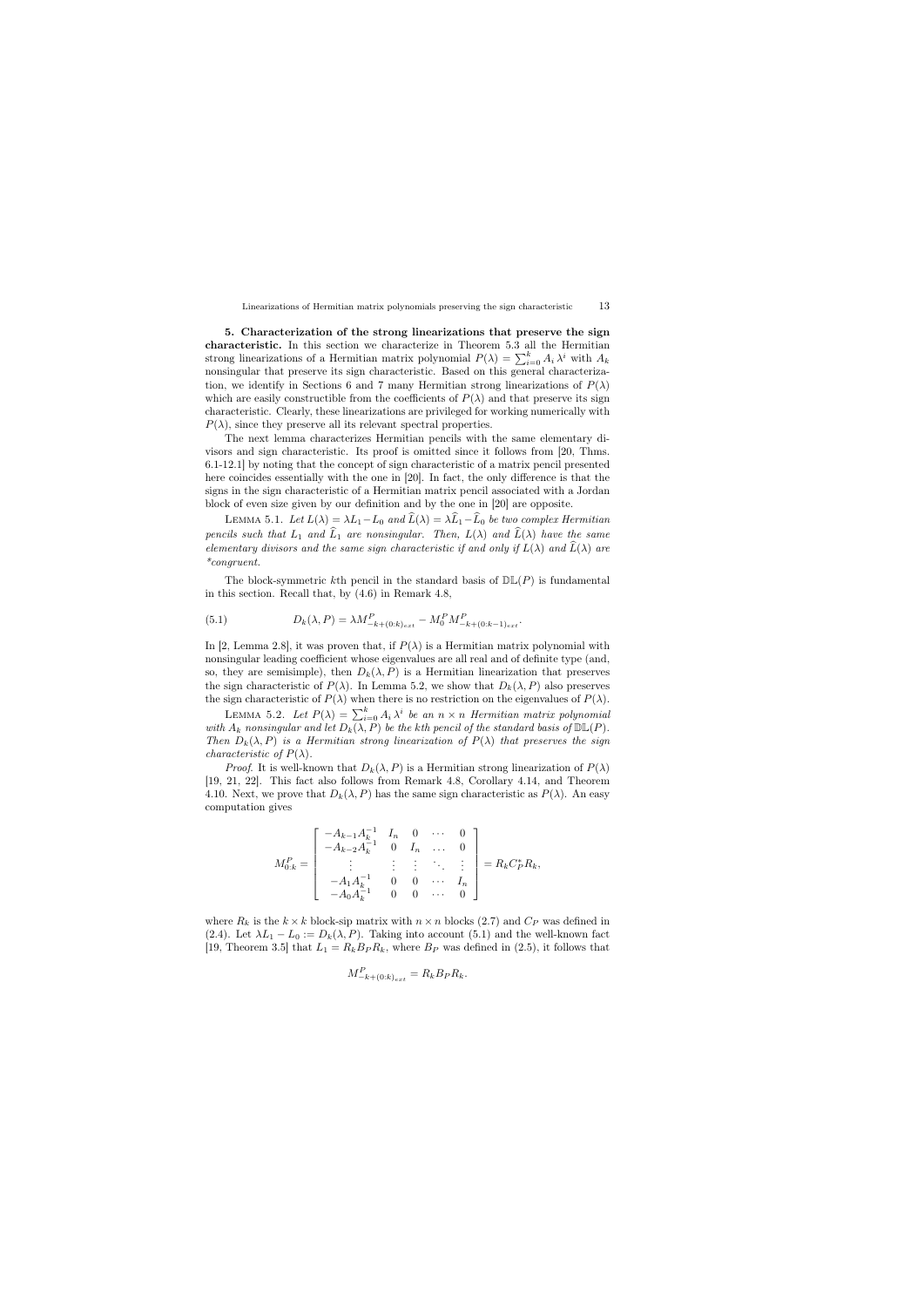**5. Characterization of the strong linearizations that preserve the sign characteristic.** In this section we characterize in Theorem 5.3 all the Hermitian strong linearizations of a Hermitian matrix polynomial $P(\lambda) = \sum_{i=0}^{k} A_i \lambda^i$ with $A_k$ nonsingular that preserve its sign characteristic. Based on this general characterization, we identify in Sections 6 and 7 many Hermitian strong linearizations of $P(\lambda)$ which are easily constructible from the coefficients of $P(\lambda)$ and that preserve its sign characteristic. Clearly, these linearizations are privileged for working numerically with $P(\lambda)$, since they preserve all its relevant spectral properties.

The next lemma characterizes Hermitian pencils with the same elementary divisors and sign characteristic. Its proof is omitted since it follows from [20, Thms. 6.1-12.1] by noting that the concept of sign characteristic of a matrix pencil presented here coincides essentially with the one in [20]. In fact, the only difference is that the signs in the sign characteristic of a Hermitian matrix pencil associated with a Jordan block of even size given by our definition and by the one in [20] are opposite.

Lemma 5.1. *Let $L(\lambda) = \lambda L_1 - L_0$ and $\widehat{L}(\lambda) = \lambda \widehat{L}_1 - \widehat{L}_0$ be two complex Hermitian pencils such that $L_1$ and $\widehat{L}_1$ are nonsingular. Then, $L(\lambda)$ and $\widehat{L}(\lambda)$ have the same elementary divisors and the same sign characteristic if and only if $L(\lambda)$ and $\widehat{L}(\lambda)$ are \*congruent.*

The block-symmetric $k$th pencil in the standard basis of $\mathbb{DL}(P)$ is fundamental in this section. Recall that, by (4.6) in Remark 4.8,

$$D_k(\lambda, P) = \lambda M^P_{-k+(0:k)_{ext}} - M^P_0 M^P_{-k+(0:k-1)_{ext}}. \tag{5.1}$$

In [2, Lemma 2.8], it was proven that, if $P(\lambda)$ is a Hermitian matrix polynomial with nonsingular leading coefficient whose eigenvalues are all real and of definite type (and, so, they are semisimple), then $D_k(\lambda, P)$ is a Hermitian linearization that preserves the sign characteristic of $P(\lambda)$. In Lemma 5.2, we show that $D_k(\lambda, P)$ also preserves the sign characteristic of $P(\lambda)$ when there is no restriction on the eigenvalues of $P(\lambda)$.

Lemma 5.2. *Let $P(\lambda) = \sum_{i=0}^{k} A_i \lambda^i$ be an $n \times n$ Hermitian matrix polynomial with $A_k$ nonsingular and let $D_k(\lambda, P)$ be the $k$th pencil of the standard basis of $\mathbb{DL}(P)$. Then $D_k(\lambda, P)$ is a Hermitian strong linearization of $P(\lambda)$ that preserves the sign characteristic of $P(\lambda)$.*

*Proof*. It is well-known that $D_k(\lambda, P)$ is a Hermitian strong linearization of $P(\lambda)$ [19, 21, 22]. This fact also follows from Remark 4.8, Corollary 4.14, and Theorem 4.10. Next, we prove that $D_k(\lambda, P)$ has the same sign characteristic as $P(\lambda)$. An easy computation gives

$$M^P_{0:k} = \begin{bmatrix} -A_{k-1}A_k^{-1} & I_n & 0 & \cdots & 0 \\ -A_{k-2}A_k^{-1} & 0 & I_n & \dots & 0 \\ \vdots & \vdots & \vdots & \ddots & \vdots \\ -A_1 A_k^{-1} & 0 & 0 & \cdots & I_n \\ -A_0 A_k^{-1} & 0 & 0 & \cdots & 0 \end{bmatrix} = R_k C_P^* R_k,$$

where $R_k$ is the $k \times k$ block-sip matrix with $n \times n$ blocks (2.7) and $C_P$ was defined in (2.4). Let $\lambda L_1 - L_0 := D_k(\lambda, P)$. Taking into account (5.1) and the well-known fact [19, Theorem 3.5] that $L_1 = R_k B_P R_k$, where $B_P$ was defined in (2.5), it follows that

$$M^P_{-k+(0:k)_{ext}} = R_k B_P R_k.$$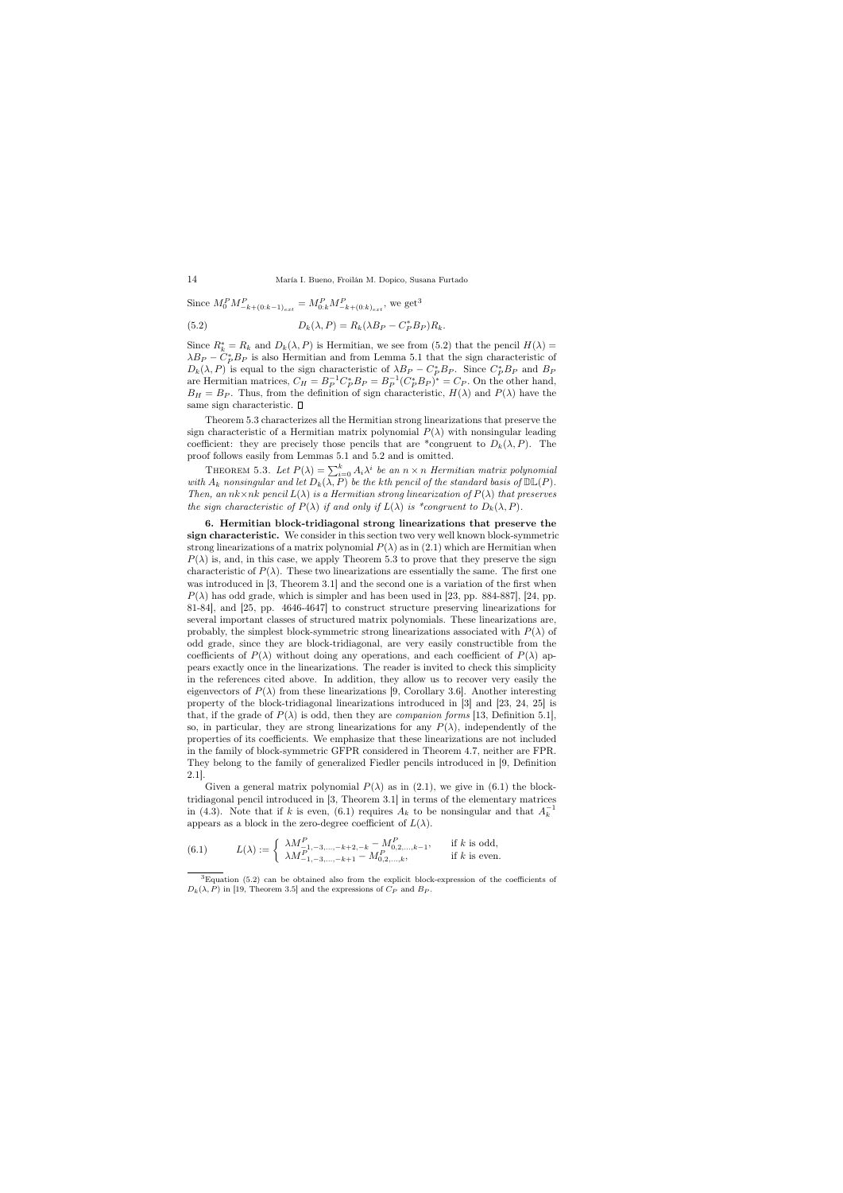Since $M_0^P M^P_{-k+(0:k-1)_{ext}} = M^P_{0:k} M^P_{-k+(0:k)_{ext}}$, we get[3]

$$D_k(\lambda, P) = R_k(\lambda B_P - C_P^* B_P) R_k. \tag{5.2}$$

Since $R_k^* = R_k$ and $D_k(\lambda, P)$ is Hermitian, we see from (5.2) that the pencil $H(\lambda) = \lambda B_P - C_P^* B_P$ is also Hermitian and from Lemma 5.1 that the sign characteristic of $D_k(\lambda, P)$ is equal to the sign characteristic of $\lambda B_P - C_P^* B_P$. Since $C_P^* B_P$ and $B_P$ are Hermitian matrices, $C_H = B_P^{-1} C_P^* B_P = B_P^{-1}(C_P^* B_P)^* = C_P$. On the other hand, $B_H = B_P$. Thus, from the definition of sign characteristic, $H(\lambda)$ and $P(\lambda)$ have the same sign characteristic. $\square$

Theorem 5.3 characterizes all the Hermitian strong linearizations that preserve the sign characteristic of a Hermitian matrix polynomial $P(\lambda)$ with nonsingular leading coefficient: they are precisely those pencils that are *congruent to $D_k(\lambda, P)$. The proof follows easily from Lemmas 5.1 and 5.2 and is omitted.

Theorem 5.3. *Let $P(\lambda) = \sum_{i=0}^k A_i \lambda^i$ be an $n \times n$ Hermitian matrix polynomial with $A_k$ nonsingular and let $D_k(\lambda, P)$ be the kth pencil of the standard basis of $\mathbb{DL}(P)$. Then, an $nk \times nk$ pencil $L(\lambda)$ is a Hermitian strong linearization of $P(\lambda)$ that preserves the sign characteristic of $P(\lambda)$ if and only if $L(\lambda)$ is *congruent to $D_k(\lambda, P)$.*

**6. Hermitian block-tridiagonal strong linearizations that preserve the sign characteristic.** We consider in this section two very well known block-symmetric strong linearizations of a matrix polynomial $P(\lambda)$ as in (2.1) which are Hermitian when $P(\lambda)$ is, and, in this case, we apply Theorem 5.3 to prove that they preserve the sign characteristic of $P(\lambda)$. These two linearizations are essentially the same. The first one was introduced in [3, Theorem 3.1] and the second one is a variation of the first when $P(\lambda)$ has odd grade, which is simpler and has been used in [23, pp. 884-887], [24, pp. 81-84], and [25, pp. 4646-4647] to construct structure preserving linearizations for several important classes of structured matrix polynomials. These linearizations are, probably, the simplest block-symmetric strong linearizations associated with $P(\lambda)$ of odd grade, since they are block-tridiagonal, are very easily constructible from the coefficients of $P(\lambda)$ without doing any operations, and each coefficient of $P(\lambda)$ appears exactly once in the linearizations. The reader is invited to check this simplicity in the references cited above. In addition, they allow us to recover very easily the eigenvectors of $P(\lambda)$ from these linearizations [9, Corollary 3.6]. Another interesting property of the block-tridiagonal linearizations introduced in [3] and [23, 24, 25] is that, if the grade of $P(\lambda)$ is odd, then they are *companion forms* [13, Definition 5.1], so, in particular, they are strong linearizations for any $P(\lambda)$, independently of the properties of its coefficients. We emphasize that these linearizations are not included in the family of block-symmetric GFPR considered in Theorem 4.7, neither are FPR. They belong to the family of generalized Fiedler pencils introduced in [9, Definition 2.1].

Given a general matrix polynomial $P(\lambda)$ as in (2.1), we give in (6.1) the block-tridiagonal pencil introduced in [3, Theorem 3.1] in terms of the elementary matrices in (4.3). Note that if $k$ is even, (6.1) requires $A_k$ to be nonsingular and that $A_k^{-1}$ appears as a block in the zero-degree coefficient of $L(\lambda)$.

$$L(\lambda) := \begin{cases} \lambda M^P_{-1,-3,\ldots,-k+2,-k} - M^P_{0,2,\ldots,k-1}, & \text{if } k \text{ is odd,} \\ \lambda M^P_{-1,-3,\ldots,-k+1} - M^P_{0,2,\ldots,k}, & \text{if } k \text{ is even.} \end{cases} \tag{6.1}$$

[3] Equation (5.2) can be obtained also from the explicit block-expression of the coefficients of $D_k(\lambda, P)$ in [19, Theorem 3.5] and the expressions of $C_P$ and $B_P$.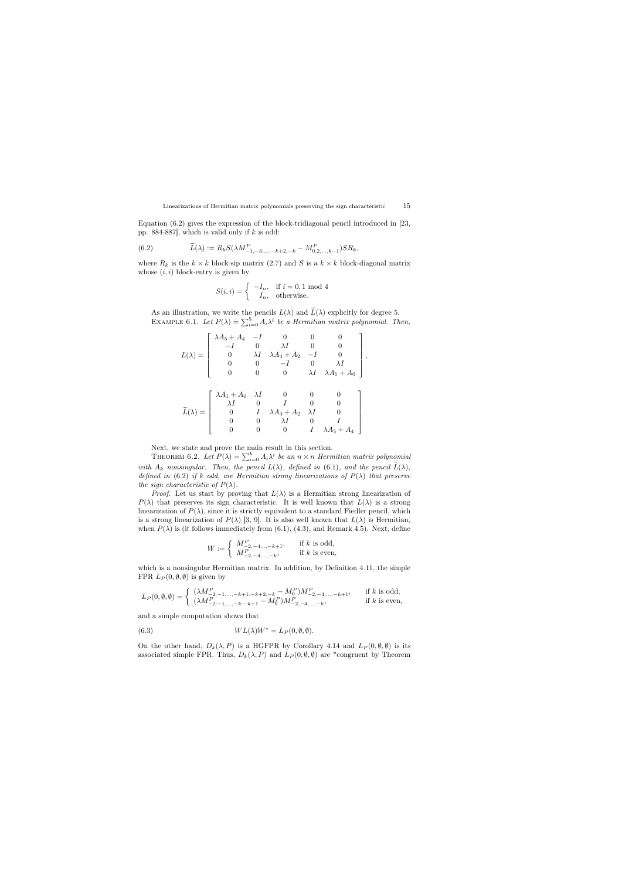Equation (6.2) gives the expression of the block-tridiagonal pencil introduced in [23, pp. 884-887], which is valid only if $k$ is odd:

$$
\widetilde{L}(\lambda) := R_k S(\lambda M^P_{-1,-3,\ldots,-k+2,-k} - M^P_{0,2,\ldots,k-1}) S R_k, \tag{6.2}
$$

where $R_k$ is the $k \times k$ block-sip matrix (2.7) and $S$ is a $k \times k$ block-diagonal matrix whose $(i,i)$ block-entry is given by

$$
S(i,i) = \begin{cases} -I_n, & \text{if } i = 0, 1 \bmod 4 \\ I_n, & \text{otherwise.} \end{cases}
$$

As an illustration, we write the pencils $L(\lambda)$ and $\widetilde{L}(\lambda)$ explicitly for degree 5.

EXAMPLE 6.1. *Let $P(\lambda) = \sum_{i=0}^{5} A_i \lambda^i$ be a Hermitian matrix polynomial. Then,*

$$
L(\lambda) = \begin{bmatrix} \lambda A_5 + A_4 & -I & 0 & 0 & 0 \\ -I & 0 & \lambda I & 0 & 0 \\ 0 & \lambda I & \lambda A_3 + A_2 & -I & 0 \\ 0 & 0 & -I & 0 & \lambda I \\ 0 & 0 & 0 & \lambda I & \lambda A_1 + A_0 \end{bmatrix},
$$

$$
\widetilde{L}(\lambda) = \begin{bmatrix} \lambda A_1 + A_0 & \lambda I & 0 & 0 & 0 \\ \lambda I & 0 & I & 0 & 0 \\ 0 & I & \lambda A_3 + A_2 & \lambda I & 0 \\ 0 & 0 & \lambda I & 0 & I \\ 0 & 0 & 0 & I & \lambda A_5 + A_4 \end{bmatrix}.
$$

Next, we state and prove the main result in this section.

THEOREM 6.2. *Let $P(\lambda) = \sum_{i=0}^{k} A_i \lambda^i$ be an $n \times n$ Hermitian matrix polynomial with $A_k$ nonsingular. Then, the pencil $L(\lambda)$, defined in (6.1), and the pencil $\widetilde{L}(\lambda)$, defined in (6.2) if $k$ odd, are Hermitian strong linearizations of $P(\lambda)$ that preserve the sign characteristic of $P(\lambda)$.*

*Proof.* Let us start by proving that $L(\lambda)$ is a Hermitian strong linearization of $P(\lambda)$ that preserves its sign characteristic. It is well known that $L(\lambda)$ is a strong linearization of $P(\lambda)$, since it is strictly equivalent to a standard Fiedler pencil, which is a strong linearization of $P(\lambda)$ [3, 9]. It is also well known that $L(\lambda)$ is Hermitian, when $P(\lambda)$ is (it follows immediately from (6.1), (4.3), and Remark 4.5). Next, define

$$
W := \begin{cases} M^P_{-2,-4,\ldots,-k+1}, & \text{if } k \text{ is odd,} \\ M^P_{-2,-4,\ldots,-k}, & \text{if } k \text{ is even,} \end{cases}
$$

which is a nonsingular Hermitian matrix. In addition, by Definition 4.11, the simple FPR $L_P(0,\emptyset,\emptyset)$ is given by

$$
L_P(0,\emptyset,\emptyset) = \begin{cases} (\lambda M^P_{-2:-1,\ldots,-k+1:-k+2,-k} - M^P_0) M^P_{-2,-4,\ldots,-k+1}, & \text{if } k \text{ is odd,} \\ (\lambda M^P_{-2:-1,\ldots,-k:-k+1} - M^P_0) M^P_{-2,-4,\ldots,-k}, & \text{if } k \text{ is even,} \end{cases}
$$

and a simple computation shows that

$$
W L(\lambda) W^* = L_P(0,\emptyset,\emptyset). \tag{6.3}
$$

On the other hand, $D_k(\lambda, P)$ is a HGFPR by Corollary 4.14 and $L_P(0,\emptyset,\emptyset)$ is its associated simple FPR. Thus, $D_k(\lambda, P)$ and $L_P(0,\emptyset,\emptyset)$ are *congruent by Theorem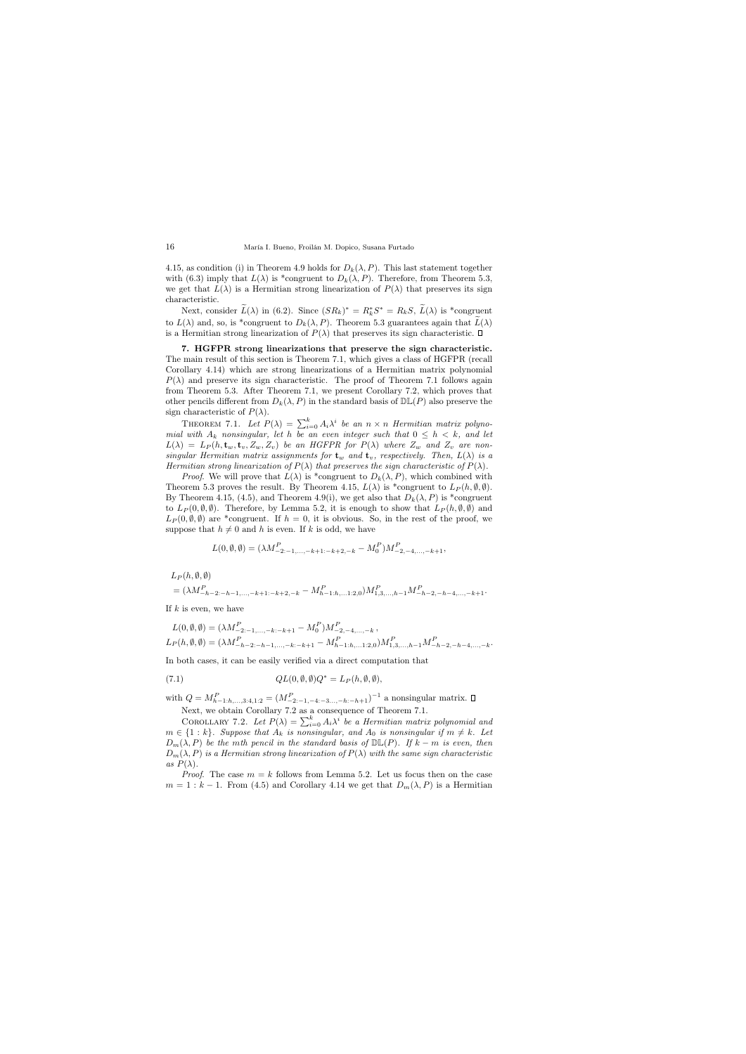4.15, as condition (i) in Theorem 4.9 holds for $D_k(\lambda, P)$. This last statement together with (6.3) imply that $L(\lambda)$ is *congruent to $D_k(\lambda, P)$. Therefore, from Theorem 5.3, we get that $L(\lambda)$ is a Hermitian strong linearization of $P(\lambda)$ that preserves its sign characteristic.

Next, consider $\widetilde{L}(\lambda)$ in (6.2). Since $(SR_k)^* = R_k^* S^* = R_k S$, $\widetilde{L}(\lambda)$ is *congruent to $L(\lambda)$ and, so, is *congruent to $D_k(\lambda, P)$. Theorem 5.3 guarantees again that $\widetilde{L}(\lambda)$ is a Hermitian strong linearization of $P(\lambda)$ that preserves its sign characteristic. $\square$

**7. HGFPR strong linearizations that preserve the sign characteristic.** The main result of this section is Theorem 7.1, which gives a class of HGFPR (recall Corollary 4.14) which are strong linearizations of a Hermitian matrix polynomial $P(\lambda)$ and preserve its sign characteristic. The proof of Theorem 7.1 follows again from Theorem 5.3. After Theorem 7.1, we present Corollary 7.2, which proves that other pencils different from $D_k(\lambda, P)$ in the standard basis of $\mathbb{DL}(P)$ also preserve the sign characteristic of $P(\lambda)$.

THEOREM 7.1. *Let $P(\lambda) = \sum_{i=0}^{k} A_i \lambda^i$ be an $n \times n$ Hermitian matrix polynomial with $A_k$ nonsingular, let $h$ be an even integer such that $0 \leq h < k$, and let $L(\lambda) = L_P(h, \mathbf{t}_w, \mathbf{t}_v, Z_w, Z_v)$ be an HGFPR for $P(\lambda)$ where $Z_w$ and $Z_v$ are nonsingular Hermitian matrix assignments for $\mathbf{t}_w$ and $\mathbf{t}_v$, respectively. Then, $L(\lambda)$ is a Hermitian strong linearization of $P(\lambda)$ that preserves the sign characteristic of $P(\lambda)$.*

*Proof.* We will prove that $L(\lambda)$ is *congruent to $D_k(\lambda, P)$, which combined with Theorem 5.3 proves the result. By Theorem 4.15, $L(\lambda)$ is *congruent to $L_P(h, \emptyset, \emptyset)$. By Theorem 4.15, (4.5), and Theorem 4.9(i), we get also that $D_k(\lambda, P)$ is *congruent to $L_P(0, \emptyset, \emptyset)$. Therefore, by Lemma 5.2, it is enough to show that $L_P(h, \emptyset, \emptyset)$ and $L_P(0, \emptyset, \emptyset)$ are *congruent. If $h = 0$, it is obvious. So, in the rest of the proof, we suppose that $h \neq 0$ and $h$ is even. If $k$ is odd, we have

$$L(0, \emptyset, \emptyset) = (\lambda M^P_{-2:-1,\ldots,-k+1:-k+2,-k} - M^P_0) M^P_{-2,-4,\ldots,-k+1},$$

$$\begin{aligned} &L_P(h, \emptyset, \emptyset) \\ &= (\lambda M^P_{-h-2:-h-1,\ldots,-k+1:-k+2,-k} - M^P_{h-1:h,\ldots 1:2,0}) M^P_{1,3,\ldots,h-1} M^P_{-h-2,-h-4,\ldots,-k+1}. \end{aligned}$$

If $k$ is even, we have

$$\begin{aligned} L(0, \emptyset, \emptyset) &= (\lambda M^P_{-2:-1,\ldots,-k:-k+1} - M^P_0) M^P_{-2,-4,\ldots,-k}, \\ L_P(h, \emptyset, \emptyset) &= (\lambda M^P_{-h-2:-h-1,\ldots,-k:-k+1} - M^P_{h-1:h,\ldots 1:2,0}) M^P_{1,3,\ldots,h-1} M^P_{-h-2,-h-4,\ldots,-k}. \end{aligned}$$

In both cases, it can be easily verified via a direct computation that

$$QL(0, \emptyset, \emptyset) Q^* = L_P(h, \emptyset, \emptyset), \tag{7.1}$$

with $Q = M^P_{h-1:h,\ldots,3:4,1:2} = (M^P_{-2:-1,-4:-3\ldots,-h:-h+1})^{-1}$ a nonsingular matrix. $\square$

Next, we obtain Corollary 7.2 as a consequence of Theorem 7.1.

COROLLARY 7.2. *Let $P(\lambda) = \sum_{i=0}^{k} A_i \lambda^i$ be a Hermitian matrix polynomial and $m \in \{1 : k\}$. Suppose that $A_k$ is nonsingular, and $A_0$ is nonsingular if $m \neq k$. Let $D_m(\lambda, P)$ be the mth pencil in the standard basis of $\mathbb{DL}(P)$. If $k - m$ is even, then $D_m(\lambda, P)$ is a Hermitian strong linearization of $P(\lambda)$ with the same sign characteristic as $P(\lambda)$.*

*Proof.* The case $m = k$ follows from Lemma 5.2. Let us focus then on the case $m = 1 : k - 1$. From (4.5) and Corollary 4.14 we get that $D_m(\lambda, P)$ is a Hermitian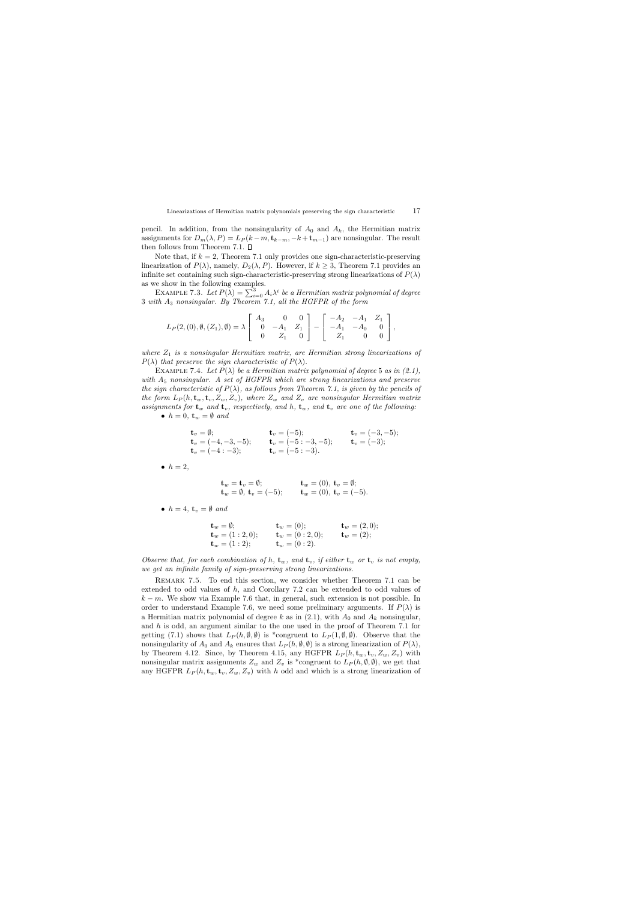pencil. In addition, from the nonsingularity of $A_0$ and $A_k$, the Hermitian matrix assignments for $D_m(\lambda, P) = L_P(k-m, \mathbf{t}_{k-m}, -k+\mathbf{t}_{m-1})$ are nonsingular. The result then follows from Theorem 7.1. $\square$

Note that, if $k = 2$, Theorem 7.1 only provides one sign-characteristic-preserving linearization of $P(\lambda)$, namely, $D_2(\lambda, P)$. However, if $k \geq 3$, Theorem 7.1 provides an infinite set containing such sign-characteristic-preserving strong linearizations of $P(\lambda)$ as we show in the following examples.

EXAMPLE 7.3. *Let $P(\lambda) = \sum_{i=0}^{3} A_i \lambda^i$ be a Hermitian matrix polynomial of degree 3 with $A_3$ nonsingular. By Theorem 7.1, all the HGFPR of the form*

$$L_P(2, (0), \emptyset, (Z_1), \emptyset) = \lambda \begin{bmatrix} A_3 & 0 & 0 \\ 0 & -A_1 & Z_1 \\ 0 & Z_1 & 0 \end{bmatrix} - \begin{bmatrix} -A_2 & -A_1 & Z_1 \\ -A_1 & -A_0 & 0 \\ Z_1 & 0 & 0 \end{bmatrix},$$

*where $Z_1$ is a nonsingular Hermitian matrix, are Hermitian strong linearizations of $P(\lambda)$ that preserve the sign characteristic of $P(\lambda)$.*

EXAMPLE 7.4. *Let $P(\lambda)$ be a Hermitian matrix polynomial of degree 5 as in (2.1), with $A_5$ nonsingular. A set of HGFPR which are strong linearizations and preserve the sign characteristic of $P(\lambda)$, as follows from Theorem 7.1, is given by the pencils of the form $L_P(h, \mathbf{t}_w, \mathbf{t}_v, Z_w, Z_v)$, where $Z_w$ and $Z_v$ are nonsingular Hermitian matrix assignments for $\mathbf{t}_w$ and $\mathbf{t}_v$, respectively, and $h$, $\mathbf{t}_w$, and $\mathbf{t}_v$ are one of the following:*

- $h = 0$, $\mathbf{t}_w = \emptyset$ *and*

$$\begin{array}{lll} \mathbf{t}_v = \emptyset; & \mathbf{t}_v = (-5); & \mathbf{t}_v = (-3, -5); \\ \mathbf{t}_v = (-4, -3, -5); & \mathbf{t}_v = (-5 : -3, -5); & \mathbf{t}_v = (-3); \\ \mathbf{t}_v = (-4 : -3); & \mathbf{t}_v = (-5 : -3). & \end{array}$$

- $h = 2$,

$$\begin{array}{ll} \mathbf{t}_w = \mathbf{t}_v = \emptyset; & \mathbf{t}_w = (0),\ \mathbf{t}_v = \emptyset; \\ \mathbf{t}_w = \emptyset,\ \mathbf{t}_v = (-5); & \mathbf{t}_w = (0),\ \mathbf{t}_v = (-5). \end{array}$$

- $h = 4$, $\mathbf{t}_v = \emptyset$ *and*

$$\begin{array}{lll} \mathbf{t}_w = \emptyset; & \mathbf{t}_w = (0); & \mathbf{t}_w = (2, 0); \\ \mathbf{t}_w = (1 : 2, 0); & \mathbf{t}_w = (0 : 2, 0); & \mathbf{t}_w = (2); \\ \mathbf{t}_w = (1 : 2); & \mathbf{t}_w = (0 : 2). & \end{array}$$

*Observe that, for each combination of $h$, $\mathbf{t}_w$, and $\mathbf{t}_v$, if either $\mathbf{t}_w$ or $\mathbf{t}_v$ is not empty, we get an infinite family of sign-preserving strong linearizations.*

REMARK 7.5. To end this section, we consider whether Theorem 7.1 can be extended to odd values of $h$, and Corollary 7.2 can be extended to odd values of $k - m$. We show via Example 7.6 that, in general, such extension is not possible. In order to understand Example 7.6, we need some preliminary arguments. If $P(\lambda)$ is a Hermitian matrix polynomial of degree $k$ as in (2.1), with $A_0$ and $A_k$ nonsingular, and $h$ is odd, an argument similar to the one used in the proof of Theorem 7.1 for getting (7.1) shows that $L_P(h, \emptyset, \emptyset)$ is *congruent to $L_P(1, \emptyset, \emptyset)$. Observe that the nonsingularity of $A_0$ and $A_k$ ensures that $L_P(h, \emptyset, \emptyset)$ is a strong linearization of $P(\lambda)$, by Theorem 4.12. Since, by Theorem 4.15, any HGFPR $L_P(h, \mathbf{t}_w, \mathbf{t}_v, Z_w, Z_v)$ with nonsingular matrix assignments $Z_w$ and $Z_v$ is *congruent to $L_P(h, \emptyset, \emptyset)$, we get that any HGFPR $L_P(h, \mathbf{t}_w, \mathbf{t}_v, Z_w, Z_v)$ with $h$ odd and which is a strong linearization of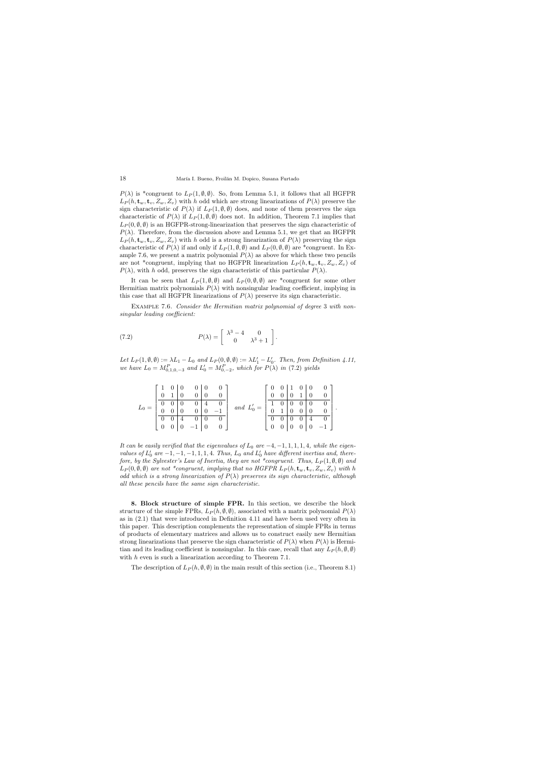$P(\lambda)$ is *congruent to $L_P(1, \emptyset, \emptyset)$. So, from Lemma 5.1, it follows that all HGFPR $L_P(h, \mathbf{t}_w, \mathbf{t}_v, Z_w, Z_v)$ with $h$ odd which are strong linearizations of $P(\lambda)$ preserve the sign characteristic of $P(\lambda)$ if $L_P(1, \emptyset, \emptyset)$ does, and none of them preserves the sign characteristic of $P(\lambda)$ if $L_P(1, \emptyset, \emptyset)$ does not. In addition, Theorem 7.1 implies that $L_P(0, \emptyset, \emptyset)$ is an HGFPR-strong-linearization that preserves the sign characteristic of $P(\lambda)$. Therefore, from the discussion above and Lemma 5.1, we get that an HGFPR $L_P(h, \mathbf{t}_w, \mathbf{t}_v, Z_w, Z_v)$ with $h$ odd is a strong linearization of $P(\lambda)$ preserving the sign characteristic of $P(\lambda)$ if and only if $L_P(1, \emptyset, \emptyset)$ and $L_P(0, \emptyset, \emptyset)$ are *congruent. In Example 7.6, we present a matrix polynomial $P(\lambda)$ as above for which these two pencils are not *congruent, implying that no HGFPR linearization $L_P(h, \mathbf{t}_w, \mathbf{t}_v, Z_w, Z_v)$ of $P(\lambda)$, with $h$ odd, preserves the sign characteristic of this particular $P(\lambda)$.

It can be seen that $L_P(1, \emptyset, \emptyset)$ and $L_P(0, \emptyset, \emptyset)$ are *congruent for some other Hermitian matrix polynomials $P(\lambda)$ with nonsingular leading coefficient, implying in this case that all HGFPR linearizations of $P(\lambda)$ preserve its sign characteristic.

Example 7.6. *Consider the Hermitian matrix polynomial of degree 3 with nonsingular leading coefficient:*

$$P(\lambda) = \begin{bmatrix} \lambda^3 - 4 & 0 \\ 0 & \lambda^3 + 1 \end{bmatrix}. \tag{7.2}$$

*Let $L_P(1, \emptyset, \emptyset) := \lambda L_1 - L_0$ and $L_P(0, \emptyset, \emptyset) := \lambda L_1' - L_0'$. Then, from Definition 4.11, we have $L_0 = M^P_{0,1,0,-3}$ and $L_0' = M^P_{0,-2}$, which for $P(\lambda)$ in (7.2) yields*

$$L_0 = \left[\begin{array}{cc|cc|cc} 1 & 0 & 0 & 0 & 0 & 0 \\ 0 & 1 & 0 & 0 & 0 & 0 \\ \hline 0 & 0 & 0 & 0 & 4 & 0 \\ 0 & 0 & 0 & 0 & 0 & -1 \\ \hline 0 & 0 & 4 & 0 & 0 & 0 \\ 0 & 0 & 0 & -1 & 0 & 0 \end{array}\right] \quad \textit{and} \quad L_0' = \left[\begin{array}{cc|cc|cc} 0 & 0 & 1 & 0 & 0 & 0 \\ 0 & 0 & 0 & 1 & 0 & 0 \\ \hline 1 & 0 & 0 & 0 & 0 & 0 \\ 0 & 1 & 0 & 0 & 0 & 0 \\ \hline 0 & 0 & 0 & 0 & 4 & 0 \\ 0 & 0 & 0 & 0 & 0 & -1 \end{array}\right].$$

*It can be easily verified that the eigenvalues of $L_0$ are $-4, -1, 1, 1, 1, 4$, while the eigenvalues of $L_0'$ are $-1, -1, -1, 1, 1, 4$. Thus, $L_0$ and $L_0'$ have different inertias and, therefore, by the Sylvester's Law of Inertia, they are not *congruent. Thus, $L_P(1, \emptyset, \emptyset)$ and $L_P(0, \emptyset, \emptyset)$ are not *congruent, implying that no HGFPR $L_P(h, \mathbf{t}_w, \mathbf{t}_v, Z_w, Z_v)$ with $h$ odd which is a strong linearization of $P(\lambda)$ preserves its sign characteristic, although all these pencils have the same sign characteristic.*

## 8. Block structure of simple FPR.

In this section, we describe the block structure of the simple FPRs, $L_P(h, \emptyset, \emptyset)$, associated with a matrix polynomial $P(\lambda)$ as in (2.1) that were introduced in Definition 4.11 and have been used very often in this paper. This description complements the representation of simple FPRs in terms of products of elementary matrices and allows us to construct easily new Hermitian strong linearizations that preserve the sign characteristic of $P(\lambda)$ when $P(\lambda)$ is Hermitian and its leading coefficient is nonsingular. In this case, recall that any $L_P(h, \emptyset, \emptyset)$ with $h$ even is such a linearization according to Theorem 7.1.

The description of $L_P(h, \emptyset, \emptyset)$ in the main result of this section (i.e., Theorem 8.1)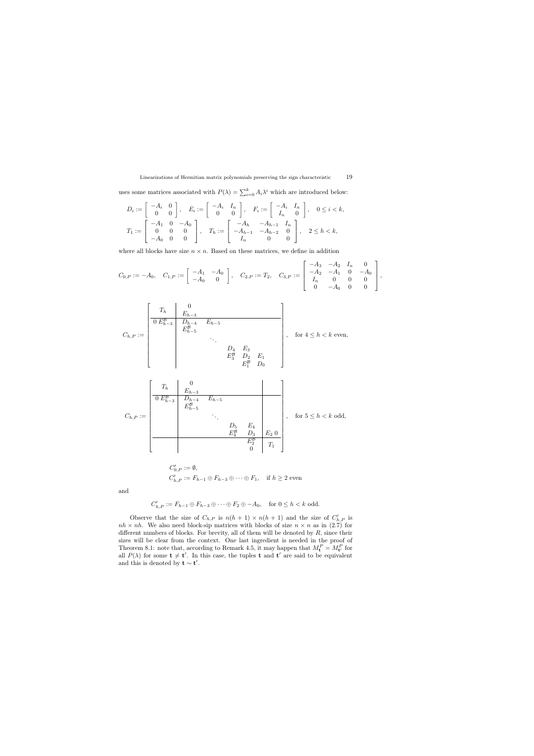uses some matrices associated with $P(\lambda) = \sum_{i=0}^{k} A_i \lambda^i$ which are introduced below:

$$
D_i := \begin{bmatrix} -A_i & 0 \\ 0 & 0 \end{bmatrix}, \quad E_i := \begin{bmatrix} -A_i & I_n \\ 0 & 0 \end{bmatrix}, \quad F_i := \begin{bmatrix} -A_i & I_n \\ I_n & 0 \end{bmatrix}, \quad 0 \le i < k,
$$

$$
T_1 := \begin{bmatrix} -A_1 & 0 & -A_0 \\ 0 & 0 & 0 \\ -A_0 & 0 & 0 \end{bmatrix}, \quad T_h := \begin{bmatrix} -A_h & -A_{h-1} & I_n \\ -A_{h-1} & -A_{h-2} & 0 \\ I_n & 0 & 0 \end{bmatrix}, \quad 2 \le h < k,
$$

where all blocks have size $n \times n$. Based on these matrices, we define in addition

$$
C_{0,P} := -A_0, \quad C_{1,P} := \begin{bmatrix} -A_1 & -A_0 \\ -A_0 & 0 \end{bmatrix}, \quad C_{2,P} := T_2, \quad C_{3,P} := \begin{bmatrix} -A_3 & -A_2 & I_n & 0 \\ -A_2 & -A_1 & 0 & -A_0 \\ I_n & 0 & 0 & 0 \\ 0 & -A_0 & 0 & 0 \end{bmatrix},
$$

$$
C_{h,P} := \left[ \begin{array}{c|ccccc}
T_h & \begin{matrix} 0 \\ E_{h-3} \end{matrix} & & & & \\
\hline
0 \ E_{h-3}^{\mathcal{B}} & \begin{matrix} D_{h-4} \\ E_{h-5}^{\mathcal{B}} \end{matrix} & E_{h-5} & & & \\
 & & \ddots & & & \\
 & & & \begin{matrix} D_4 \\ E_3^{\mathcal{B}} \end{matrix} & E_3 & \\
 & & & & \begin{matrix} D_2 \\ E_1^{\mathcal{B}} \end{matrix} & \begin{matrix} E_1 \\ D_0 \end{matrix}
\end{array} \right], \quad \text{for } 4 \le h < k \text{ even},
$$

$$
C_{h,P} := \left[ \begin{array}{c|cccc|c}
T_h & \begin{matrix} 0 \\ E_{h-3} \end{matrix} & & & & \\
\hline
0 \ E_{h-3}^{\mathcal{B}} & \begin{matrix} D_{h-4} \\ E_{h-5}^{\mathcal{B}} \end{matrix} & E_{h-5} & & & \\
 & & \ddots & & & \\
 & & & \begin{matrix} D_5 \\ E_4^{\mathcal{B}} \end{matrix} & \begin{matrix} E_4 \\ D_3 \end{matrix} & E_2 \ 0 \\
\hline
 & & & & \begin{matrix} E_2^{\mathcal{B}} \\ 0 \end{matrix} & T_1
\end{array} \right], \quad \text{for } 5 \le h < k \text{ odd},
$$

$$
\begin{aligned}
C'_{0,P} &:= \emptyset, \\
C'_{h,P} &:= F_{h-1} \oplus F_{h-3} \oplus \cdots \oplus F_1, \quad \text{if } h \ge 2 \text{ even}
\end{aligned}
$$

and

$$
C'_{h,P} := F_{h-1} \oplus F_{h-3} \oplus \cdots \oplus F_2 \oplus -A_0, \quad \text{for } 0 \le h < k \text{ odd}.
$$

Observe that the size of $C_{h,P}$ is $n(h+1) \times n(h+1)$ and the size of $C'_{h,P}$ is $nh \times nh$. We also need block-sip matrices with blocks of size $n \times n$ as in (2.7) for different numbers of blocks. For brevity, all of them will be denoted by $R$, since their sizes will be clear from the context. One last ingredient is needed in the proof of Theorem 8.1: note that, according to Remark 4.5, it may happen that $M_{\mathbf{t}}^P = M_{\mathbf{t}'}^P$ for all $P(\lambda)$ for some $\mathbf{t} \neq \mathbf{t}'$. In this case, the tuples $\mathbf{t}$ and $\mathbf{t}'$ are said to be equivalent and this is denoted by $\mathbf{t} \sim \mathbf{t}'$.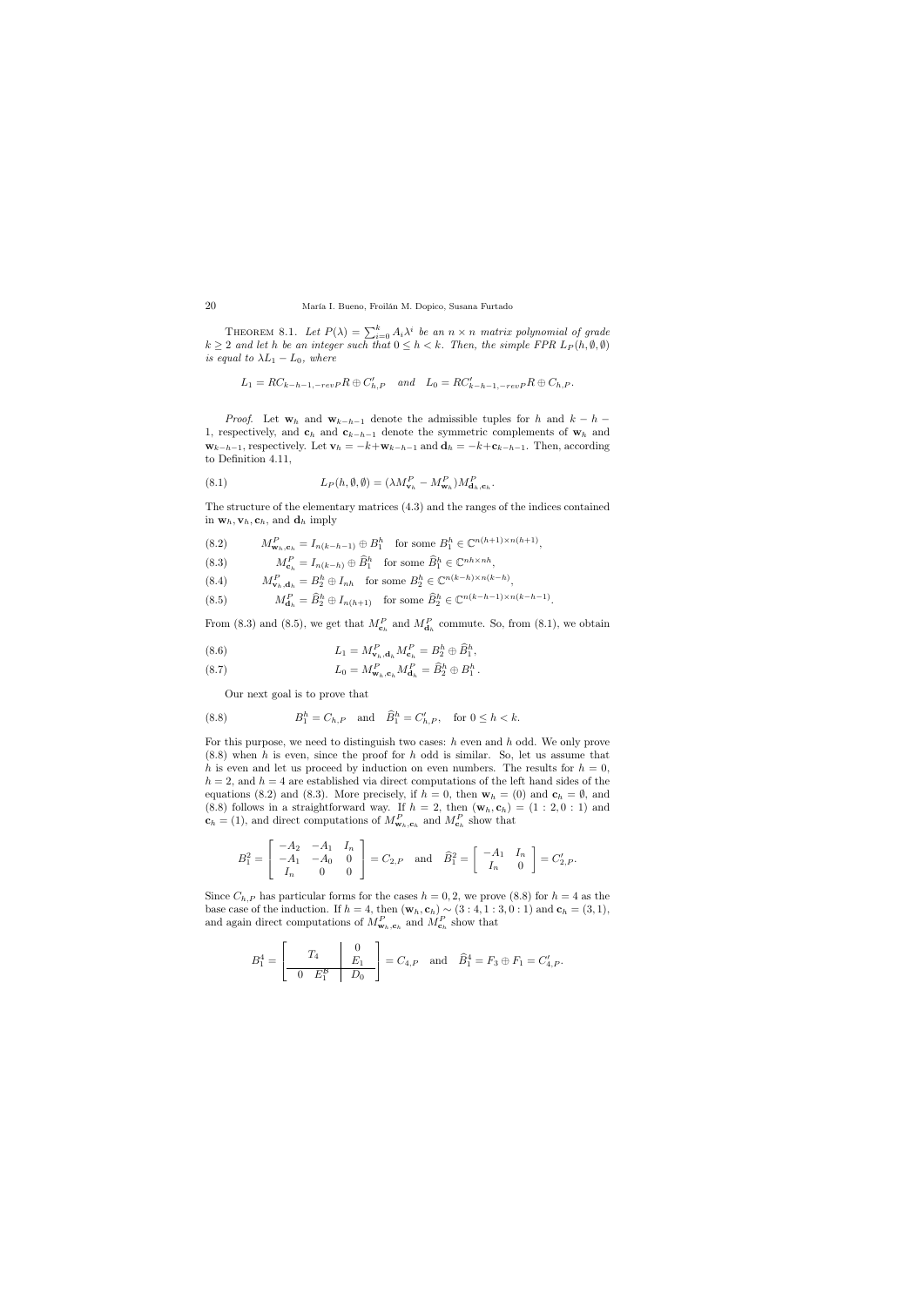THEOREM 8.1. *Let $P(\lambda) = \sum_{i=0}^{k} A_i \lambda^i$ be an $n \times n$ matrix polynomial of grade $k \geq 2$ and let $h$ be an integer such that $0 \leq h < k$. Then, the simple FPR $L_P(h, \emptyset, \emptyset)$ is equal to $\lambda L_1 - L_0$, where*

$$L_1 = RC_{k-h-1,-revP}R \oplus C'_{h,P} \quad \text{and} \quad L_0 = RC'_{k-h-1,-revP}R \oplus C_{h,P}.$$

*Proof.* Let $\mathbf{w}_h$ and $\mathbf{w}_{k-h-1}$ denote the admissible tuples for $h$ and $k-h-1$, respectively, and $\mathbf{c}_h$ and $\mathbf{c}_{k-h-1}$ denote the symmetric complements of $\mathbf{w}_h$ and $\mathbf{w}_{k-h-1}$, respectively. Let $\mathbf{v}_h = -k + \mathbf{w}_{k-h-1}$ and $\mathbf{d}_h = -k + \mathbf{c}_{k-h-1}$. Then, according to Definition 4.11,

$$L_P(h, \emptyset, \emptyset) = (\lambda M^P_{\mathbf{v}_h} - M^P_{\mathbf{w}_h}) M^P_{\mathbf{d}_h, \mathbf{c}_h}. \tag{8.1}$$

The structure of the elementary matrices (4.3) and the ranges of the indices contained in $\mathbf{w}_h, \mathbf{v}_h, \mathbf{c}_h$, and $\mathbf{d}_h$ imply

$$M^P_{\mathbf{w}_h, \mathbf{c}_h} = I_{n(k-h-1)} \oplus B^h_1 \quad \text{for some } B^h_1 \in \mathbb{C}^{n(h+1) \times n(h+1)}, \tag{8.2}$$

$$M^P_{\mathbf{c}_h} = I_{n(k-h)} \oplus \widehat{B}^h_1 \quad \text{for some } \widehat{B}^h_1 \in \mathbb{C}^{nh \times nh}, \tag{8.3}$$

$$M^P_{\mathbf{v}_h, \mathbf{d}_h} = B^h_2 \oplus I_{nh} \quad \text{for some } B^h_2 \in \mathbb{C}^{n(k-h) \times n(k-h)}, \tag{8.4}$$

$$M^P_{\mathbf{d}_h} = \widehat{B}^h_2 \oplus I_{n(h+1)} \quad \text{for some } \widehat{B}^h_2 \in \mathbb{C}^{n(k-h-1) \times n(k-h-1)}. \tag{8.5}$$

From (8.3) and (8.5), we get that $M^P_{\mathbf{c}_h}$ and $M^P_{\mathbf{d}_h}$ commute. So, from (8.1), we obtain

$$L_1 = M^P_{\mathbf{v}_h, \mathbf{d}_h} M^P_{\mathbf{c}_h} = B^h_2 \oplus \widehat{B}^h_1, \tag{8.6}$$

$$L_0 = M^P_{\mathbf{w}_h, \mathbf{c}_h} M^P_{\mathbf{d}_h} = \widehat{B}^h_2 \oplus B^h_1. \tag{8.7}$$

Our next goal is to prove that

$$B^h_1 = C_{h,P} \quad \text{and} \quad \widehat{B}^h_1 = C'_{h,P}, \quad \text{for } 0 \leq h < k. \tag{8.8}$$

For this purpose, we need to distinguish two cases: $h$ even and $h$ odd. We only prove (8.8) when $h$ is even, since the proof for $h$ odd is similar. So, let us assume that $h$ is even and let us proceed by induction on even numbers. The results for $h = 0$, $h = 2$, and $h = 4$ are established via direct computations of the left hand sides of the equations (8.2) and (8.3). More precisely, if $h = 0$, then $\mathbf{w}_h = (0)$ and $\mathbf{c}_h = \emptyset$, and (8.8) follows in a straightforward way. If $h = 2$, then $(\mathbf{w}_h, \mathbf{c}_h) = (1:2, 0:1)$ and $\mathbf{c}_h = (1)$, and direct computations of $M^P_{\mathbf{w}_h, \mathbf{c}_h}$ and $M^P_{\mathbf{c}_h}$ show that

$$B^2_1 = \begin{bmatrix} -A_2 & -A_1 & I_n \\ -A_1 & -A_0 & 0 \\ I_n & 0 & 0 \end{bmatrix} = C_{2,P} \quad \text{and} \quad \widehat{B}^2_1 = \begin{bmatrix} -A_1 & I_n \\ I_n & 0 \end{bmatrix} = C'_{2,P}.$$

Since $C_{h,P}$ has particular forms for the cases $h = 0, 2$, we prove (8.8) for $h = 4$ as the base case of the induction. If $h = 4$, then $(\mathbf{w}_h, \mathbf{c}_h) \sim (3:4, 1:3, 0:1)$ and $\mathbf{c}_h = (3, 1)$, and again direct computations of $M^P_{\mathbf{w}_h, \mathbf{c}_h}$ and $M^P_{\mathbf{c}_h}$ show that

$$B^4_1 = \left[\begin{array}{c|c} T_4 & \begin{matrix} 0 \\ E_1 \end{matrix} \\ \hline \begin{matrix} 0 & E_1^{\mathcal{B}} \end{matrix} & D_0 \end{array}\right] = C_{4,P} \quad \text{and} \quad \widehat{B}^4_1 = F_3 \oplus F_1 = C'_{4,P}.$$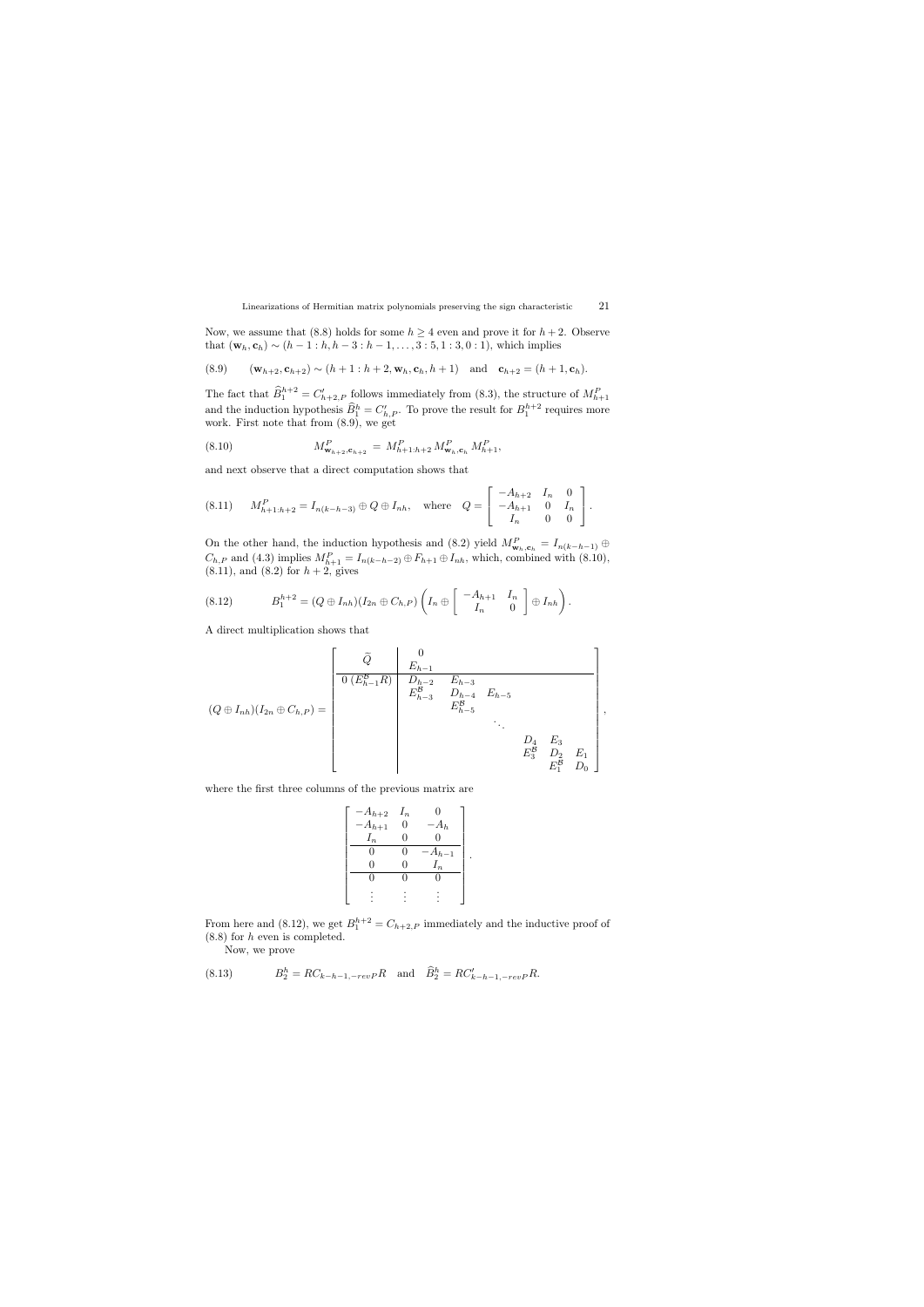Now, we assume that (8.8) holds for some $h \geq 4$ even and prove it for $h+2$. Observe that $(\mathbf{w}_h, \mathbf{c}_h) \sim (h-1:h, h-3:h-1, \ldots, 3:5, 1:3, 0:1)$, which implies

$$(\mathbf{w}_{h+2}, \mathbf{c}_{h+2}) \sim (h+1:h+2, \mathbf{w}_h, \mathbf{c}_h, h+1) \quad \text{and} \quad \mathbf{c}_{h+2} = (h+1, \mathbf{c}_h). \tag{8.9}$$

The fact that $\widehat{B}_1^{h+2} = C'_{h+2,P}$ follows immediately from (8.3), the structure of $M^P_{h+1}$ and the induction hypothesis $\widehat{B}_1^h = C'_{h,P}$. To prove the result for $B_1^{h+2}$ requires more work. First note that from (8.9), we get

$$M^P_{\mathbf{w}_{h+2}, \mathbf{c}_{h+2}} = M^P_{h+1:h+2} \, M^P_{\mathbf{w}_h, \mathbf{c}_h} \, M^P_{h+1}, \tag{8.10}$$

and next observe that a direct computation shows that

$$M^P_{h+1:h+2} = I_{n(k-h-3)} \oplus Q \oplus I_{nh}, \quad \text{where} \quad Q = \begin{bmatrix} -A_{h+2} & I_n & 0 \\ -A_{h+1} & 0 & I_n \\ I_n & 0 & 0 \end{bmatrix}. \tag{8.11}$$

On the other hand, the induction hypothesis and (8.2) yield $M^P_{\mathbf{w}_h, \mathbf{c}_h} = I_{n(k-h-1)} \oplus C_{h,P}$ and (4.3) implies $M^P_{h+1} = I_{n(k-h-2)} \oplus F_{h+1} \oplus I_{nh}$, which, combined with (8.10), (8.11), and (8.2) for $h+2$, gives

$$B_1^{h+2} = (Q \oplus I_{nh})(I_{2n} \oplus C_{h,P}) \left( I_n \oplus \begin{bmatrix} -A_{h+1} & I_n \\ I_n & 0 \end{bmatrix} \oplus I_{nh} \right). \tag{8.12}$$

A direct multiplication shows that

$$(Q \oplus I_{nh})(I_{2n} \oplus C_{h,P}) = \left[\begin{array}{c|cccccc} \widetilde{Q} & \begin{matrix} 0 \\ E_{h-1} \end{matrix} & & & & & \\ \hline 0 \; (E^{\mathcal{B}}_{h-1} R) & D_{h-2} & E_{h-3} & & & & \\ & E^{\mathcal{B}}_{h-3} & D_{h-4} & E_{h-5} & & & \\ & & E^{\mathcal{B}}_{h-5} & & & & \\ & & & \ddots & & & \\ & & & & D_4 & E_3 & \\ & & & & E^{\mathcal{B}}_3 & D_2 & E_1 \\ & & & & & E^{\mathcal{B}}_1 & D_0 \end{array}\right],$$

where the first three columns of the previous matrix are

$$\left[\begin{array}{ccc} -A_{h+2} & I_n & 0 \\ -A_{h+1} & 0 & -A_h \\ I_n & 0 & 0 \\ \hline 0 & 0 & -A_{h-1} \\ 0 & 0 & I_n \\ \hline 0 & 0 & 0 \\ \vdots & \vdots & \vdots \end{array}\right].$$

From here and (8.12), we get $B_1^{h+2} = C_{h+2,P}$ immediately and the inductive proof of (8.8) for $h$ even is completed.

Now, we prove

$$B_2^h = RC_{k-h-1,-revP}R \quad \text{and} \quad \widehat{B}_2^h = RC'_{k-h-1,-revP}R. \tag{8.13}$$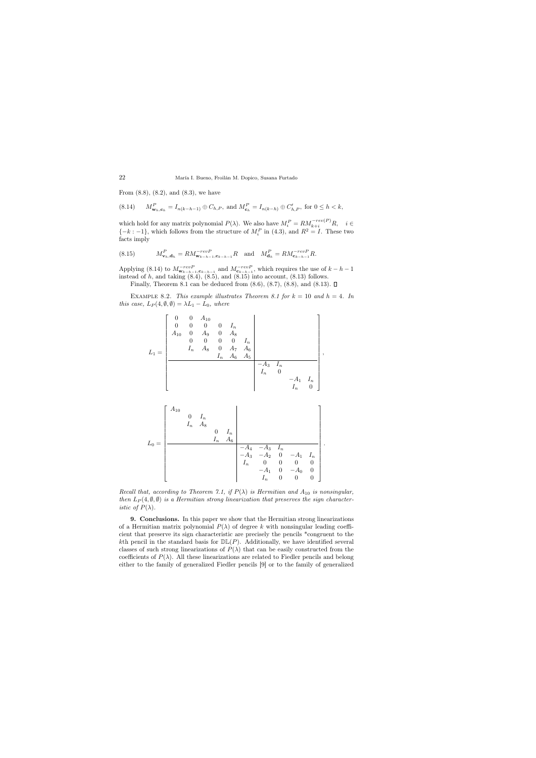From (8.8), (8.2), and (8.3), we have

$$
M^P_{\mathbf{w}_h,\mathbf{c}_h} = I_{n(k-h-1)} \oplus C_{h,P}, \text{ and } M^P_{\mathbf{c}_h} = I_{n(k-h)} \oplus C'_{h,P}, \text{ for } 0 \le h < k, \tag{8.14}
$$

which hold for any matrix polynomial $P(\lambda)$. We also have $M^P_i = RM^{-rev(P)}_{k+i}R$, $\quad i \in \{-k : -1\}$, which follows from the structure of $M^P_i$ in (4.3), and $R^2 = I$. These two facts imply

$$
M^P_{\mathbf{v}_h,\mathbf{d}_h} = RM^{-revP}_{\mathbf{w}_{k-h-1},\mathbf{c}_{k-h-1}}R \quad \text{and} \quad M^P_{\mathbf{d}_h} = RM^{-revP}_{\mathbf{c}_{k-h-1}}R. \tag{8.15}
$$

Applying (8.14) to $M^{-revP}_{\mathbf{w}_{k-h-1},\mathbf{c}_{k-h-1}}$ and $M^{-revP}_{\mathbf{c}_{k-h-1}}$, which requires the use of $k-h-1$ instead of $h$, and taking (8.4), (8.5), and (8.15) into account, (8.13) follows.

Finally, Theorem 8.1 can be deduced from (8.6), (8.7), (8.8), and (8.13). $\square$

Example 8.2. *This example illustrates Theorem 8.1 for $k = 10$ and $h = 4$. In this case, $L_P(4, \emptyset, \emptyset) = \lambda L_1 - L_0$, where*

$$
L_1 = \left[\begin{array}{cccccc|cccc}
0 & 0 & A_{10} & & & & & & & \\
0 & 0 & 0 & 0 & I_n & & & & & \\
A_{10} & 0 & A_9 & 0 & A_8 & & & & & \\
 & 0 & 0 & 0 & 0 & I_n & & & & \\
 & I_n & A_8 & 0 & A_7 & A_6 & & & & \\
 & & & I_n & A_6 & A_5 & & & & \\
\hline
 & & & & & & -A_3 & I_n & & \\
 & & & & & & I_n & 0 & & \\
 & & & & & & & & -A_1 & I_n \\
 & & & & & & & & I_n & 0
\end{array}\right],
$$

$$
L_0 = \left[\begin{array}{ccccc|ccccc}
A_{10} & & & & & & & & & \\
 & 0 & I_n & & & & & & & \\
 & I_n & A_8 & & & & & & & \\
 & & & 0 & I_n & & & & & \\
 & & & I_n & A_6 & & & & & \\
\hline
 & & & & & -A_4 & -A_3 & I_n & & \\
 & & & & & -A_3 & -A_2 & 0 & -A_1 & I_n \\
 & & & & & I_n & 0 & 0 & 0 & 0 \\
 & & & & & & -A_1 & 0 & -A_0 & 0 \\
 & & & & & & I_n & 0 & 0 & 0
\end{array}\right].
$$

*Recall that, according to Theorem 7.1, if $P(\lambda)$ is Hermitian and $A_{10}$ is nonsingular, then $L_P(4, \emptyset, \emptyset)$ is a Hermitian strong linearization that preserves the sign characteristic of $P(\lambda)$.*

**9. Conclusions.** In this paper we show that the Hermitian strong linearizations of a Hermitian matrix polynomial $P(\lambda)$ of degree $k$ with nonsingular leading coefficient that preserve its sign characteristic are precisely the pencils *congruent to the $k$th pencil in the standard basis for $\mathbb{DL}(P)$. Additionally, we have identified several classes of such strong linearizations of $P(\lambda)$ that can be easily constructed from the coefficients of $P(\lambda)$. All these linearizations are related to Fiedler pencils and belong either to the family of generalized Fiedler pencils [9] or to the family of generalized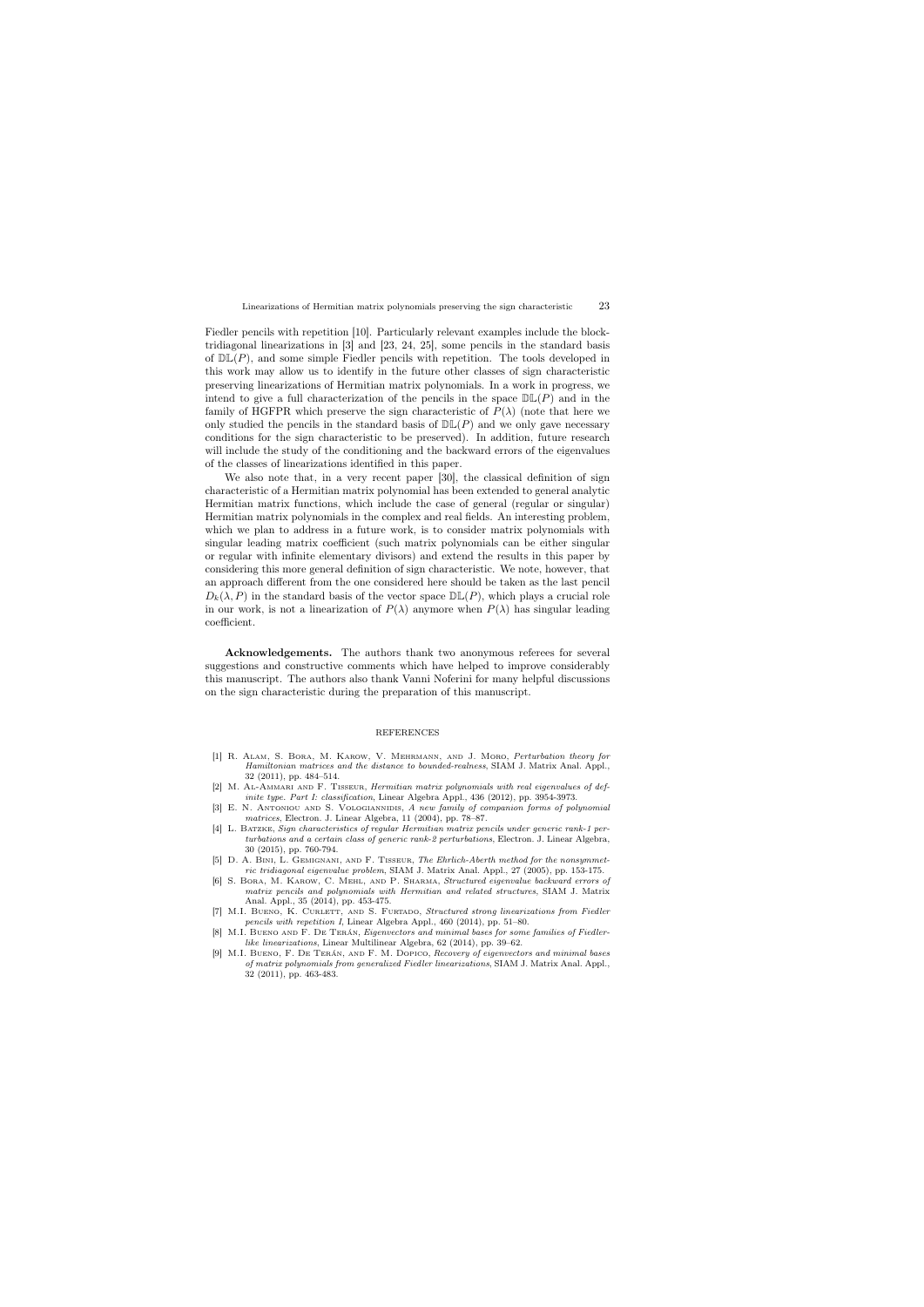Fiedler pencils with repetition [10]. Particularly relevant examples include the block-tridiagonal linearizations in [3] and [23, 24, 25], some pencils in the standard basis of $\mathbb{DL}(P)$, and some simple Fiedler pencils with repetition. The tools developed in this work may allow us to identify in the future other classes of sign characteristic preserving linearizations of Hermitian matrix polynomials. In a work in progress, we intend to give a full characterization of the pencils in the space $\mathbb{DL}(P)$ and in the family of HGFPR which preserve the sign characteristic of $P(\lambda)$ (note that here we only studied the pencils in the standard basis of $\mathbb{DL}(P)$ and we only gave necessary conditions for the sign characteristic to be preserved). In addition, future research will include the study of the conditioning and the backward errors of the eigenvalues of the classes of linearizations identified in this paper.

We also note that, in a very recent paper [30], the classical definition of sign characteristic of a Hermitian matrix polynomial has been extended to general analytic Hermitian matrix functions, which include the case of general (regular or singular) Hermitian matrix polynomials in the complex and real fields. An interesting problem, which we plan to address in a future work, is to consider matrix polynomials with singular leading matrix coefficient (such matrix polynomials can be either singular or regular with infinite elementary divisors) and extend the results in this paper by considering this more general definition of sign characteristic. We note, however, that an approach different from the one considered here should be taken as the last pencil $D_k(\lambda, P)$ in the standard basis of the vector space $\mathbb{DL}(P)$, which plays a crucial role in our work, is not a linearization of $P(\lambda)$ anymore when $P(\lambda)$ has singular leading coefficient.

**Acknowledgements.** The authors thank two anonymous referees for several suggestions and constructive comments which have helped to improve considerably this manuscript. The authors also thank Vanni Noferini for many helpful discussions on the sign characteristic during the preparation of this manuscript.

## REFERENCES

[1] R. Alam, S. Bora, M. Karow, V. Mehrmann, and J. Moro, *Perturbation theory for Hamiltonian matrices and the distance to bounded-realness*, SIAM J. Matrix Anal. Appl., 32 (2011), pp. 484–514.

[2] M. Al-Ammari and F. Tisseur, *Hermitian matrix polynomials with real eigenvalues of definite type. Part I: classification*, Linear Algebra Appl., 436 (2012), pp. 3954-3973.

[3] E. N. Antoniou and S. Vologiannidis, *A new family of companion forms of polynomial matrices*, Electron. J. Linear Algebra, 11 (2004), pp. 78–87.

[4] L. Batzke, *Sign characteristics of regular Hermitian matrix pencils under generic rank-1 perturbations and a certain class of generic rank-2 perturbations*, Electron. J. Linear Algebra, 30 (2015), pp. 760-794.

[5] D. A. Bini, L. Gemignani, and F. Tisseur, *The Ehrlich-Aberth method for the nonsymmetric tridiagonal eigenvalue problem*, SIAM J. Matrix Anal. Appl., 27 (2005), pp. 153-175.

[6] S. Bora, M. Karow, C. Mehl, and P. Sharma, *Structured eigenvalue backward errors of matrix pencils and polynomials with Hermitian and related structures*, SIAM J. Matrix Anal. Appl., 35 (2014), pp. 453-475.

[7] M.I. Bueno, K. Curlett, and S. Furtado, *Structured strong linearizations from Fiedler pencils with repetition I*, Linear Algebra Appl., 460 (2014), pp. 51–80.

[8] M.I. Bueno and F. De Terán, *Eigenvectors and minimal bases for some families of Fiedler-like linearizations*, Linear Multilinear Algebra, 62 (2014), pp. 39–62.

[9] M.I. Bueno, F. De Terán, and F. M. Dopico, *Recovery of eigenvectors and minimal bases of matrix polynomials from generalized Fiedler linearizations*, SIAM J. Matrix Anal. Appl., 32 (2011), pp. 463-483.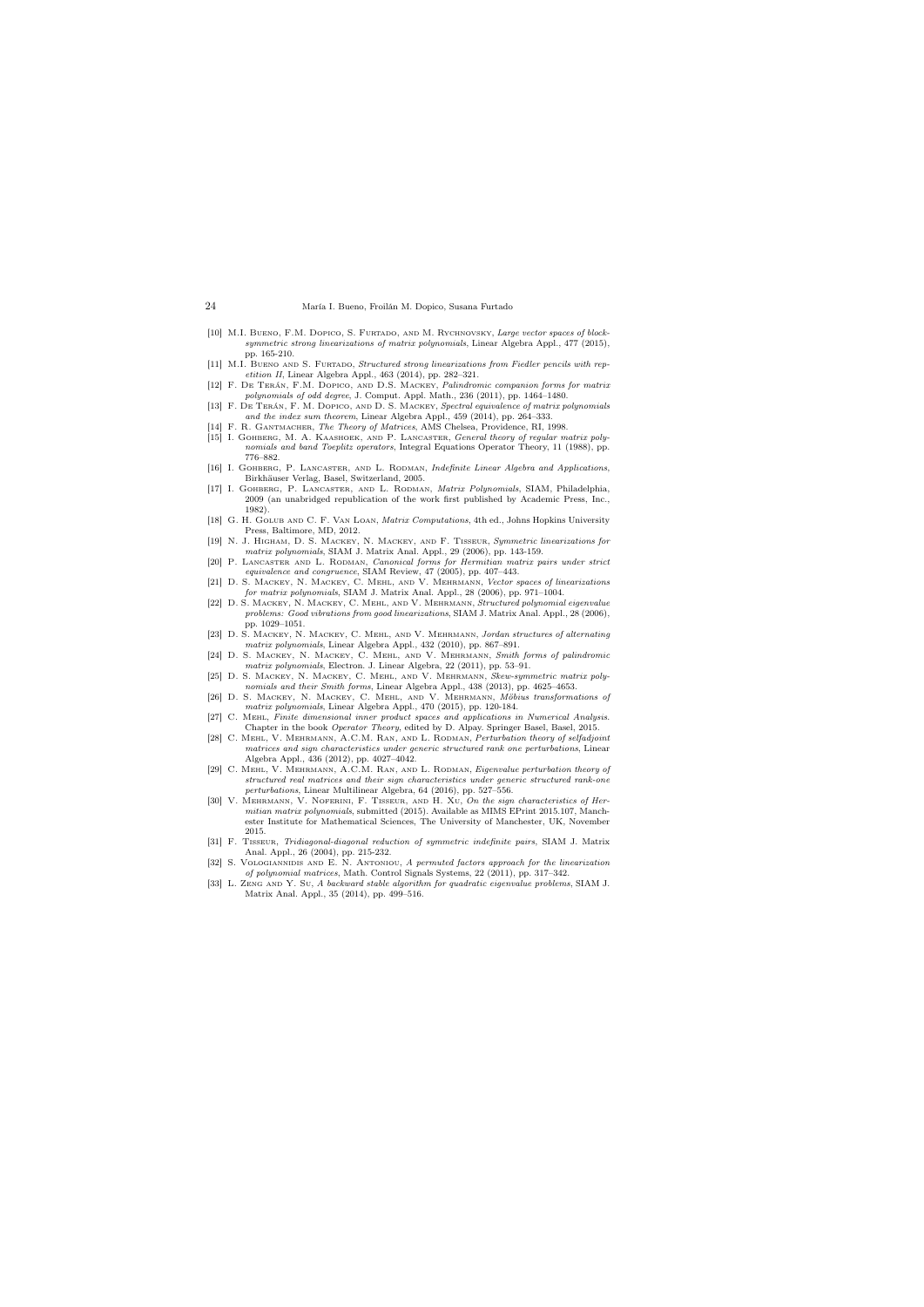[10] M.I. Bueno, F.M. Dopico, S. Furtado, and M. Rychnovsky, *Large vector spaces of block-symmetric strong linearizations of matrix polynomials*, Linear Algebra Appl., 477 (2015), pp. 165-210.

[11] M.I. Bueno and S. Furtado, *Structured strong linearizations from Fiedler pencils with repetition II*, Linear Algebra Appl., 463 (2014), pp. 282–321.

[12] F. De Terán, F.M. Dopico, and D.S. Mackey, *Palindromic companion forms for matrix polynomials of odd degree*, J. Comput. Appl. Math., 236 (2011), pp. 1464–1480.

[13] F. De Terán, F. M. Dopico, and D. S. Mackey, *Spectral equivalence of matrix polynomials and the index sum theorem*, Linear Algebra Appl., 459 (2014), pp. 264–333.

[14] F. R. Gantmacher, *The Theory of Matrices*, AMS Chelsea, Providence, RI, 1998.

[15] I. Gohberg, M. A. Kaashoek, and P. Lancaster, *General theory of regular matrix polynomials and band Toeplitz operators*, Integral Equations Operator Theory, 11 (1988), pp. 776–882.

[16] I. Gohberg, P. Lancaster, and L. Rodman, *Indefinite Linear Algebra and Applications*, Birkhäuser Verlag, Basel, Switzerland, 2005.

[17] I. Gohberg, P. Lancaster, and L. Rodman, *Matrix Polynomials*, SIAM, Philadelphia, 2009 (an unabridged republication of the work first published by Academic Press, Inc., 1982).

[18] G. H. Golub and C. F. Van Loan, *Matrix Computations*, 4th ed., Johns Hopkins University Press, Baltimore, MD, 2012.

[19] N. J. Higham, D. S. Mackey, N. Mackey, and F. Tisseur, *Symmetric linearizations for matrix polynomials*, SIAM J. Matrix Anal. Appl., 29 (2006), pp. 143-159.

[20] P. Lancaster and L. Rodman, *Canonical forms for Hermitian matrix pairs under strict equivalence and congruence*, SIAM Review, 47 (2005), pp. 407–443.

[21] D. S. Mackey, N. Mackey, C. Mehl, and V. Mehrmann, *Vector spaces of linearizations for matrix polynomials*, SIAM J. Matrix Anal. Appl., 28 (2006), pp. 971–1004.

[22] D. S. Mackey, N. Mackey, C. Mehl, and V. Mehrmann, *Structured polynomial eigenvalue problems: Good vibrations from good linearizations*, SIAM J. Matrix Anal. Appl., 28 (2006), pp. 1029–1051.

[23] D. S. Mackey, N. Mackey, C. Mehl, and V. Mehrmann, *Jordan structures of alternating matrix polynomials*, Linear Algebra Appl., 432 (2010), pp. 867–891.

[24] D. S. Mackey, N. Mackey, C. Mehl, and V. Mehrmann, *Smith forms of palindromic matrix polynomials*, Electron. J. Linear Algebra, 22 (2011), pp. 53–91.

[25] D. S. Mackey, N. Mackey, C. Mehl, and V. Mehrmann, *Skew-symmetric matrix polynomials and their Smith forms*, Linear Algebra Appl., 438 (2013), pp. 4625–4653.

[26] D. S. Mackey, N. Mackey, C. Mehl, and V. Mehrmann, *Möbius transformations of matrix polynomials*, Linear Algebra Appl., 470 (2015), pp. 120-184.

[27] C. Mehl, *Finite dimensional inner product spaces and applications in Numerical Analysis*. Chapter in the book *Operator Theory*, edited by D. Alpay. Springer Basel, Basel, 2015.

[28] C. Mehl, V. Mehrmann, A.C.M. Ran, and L. Rodman, *Perturbation theory of selfadjoint matrices and sign characteristics under generic structured rank one perturbations*, Linear Algebra Appl., 436 (2012), pp. 4027–4042.

[29] C. Mehl, V. Mehrmann, A.C.M. Ran, and L. Rodman, *Eigenvalue perturbation theory of structured real matrices and their sign characteristics under generic structured rank-one perturbations*, Linear Multilinear Algebra, 64 (2016), pp. 527–556.

[30] V. Mehrmann, V. Noferini, F. Tisseur, and H. Xu, *On the sign characteristics of Hermitian matrix polynomials*, submitted (2015). Available as MIMS EPrint 2015.107, Manchester Institute for Mathematical Sciences, The University of Manchester, UK, November 2015.

[31] F. Tisseur, *Tridiagonal-diagonal reduction of symmetric indefinite pairs*, SIAM J. Matrix Anal. Appl., 26 (2004), pp. 215-232.

[32] S. Vologiannidis and E. N. Antoniou, *A permuted factors approach for the linearization of polynomial matrices*, Math. Control Signals Systems, 22 (2011), pp. 317–342.

[33] L. Zeng and Y. Su, *A backward stable algorithm for quadratic eigenvalue problems*, SIAM J. Matrix Anal. Appl., 35 (2014), pp. 499–516.